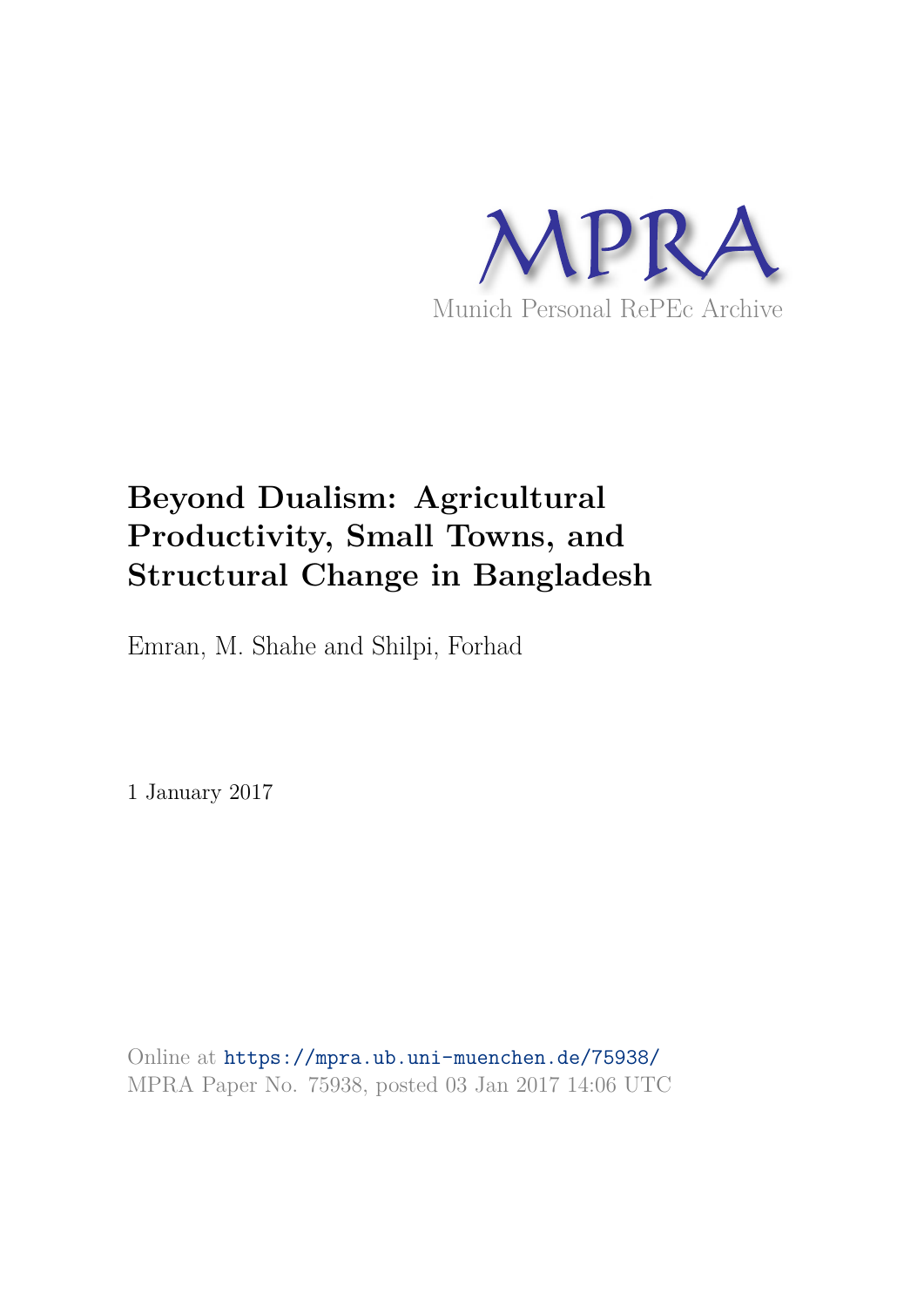MPRA

Munich Personal RePEc Archive

# Beyond Dualism: Agricultural Productivity, Small Towns, and Structural Change in Bangladesh

Emran, M. Shahe and Shilpi, Forhad

1 January 2017

Online at https://mpra.ub.uni-muenchen.de/75938/
MPRA Paper No. 75938, posted 03 Jan 2017 14:06 UTC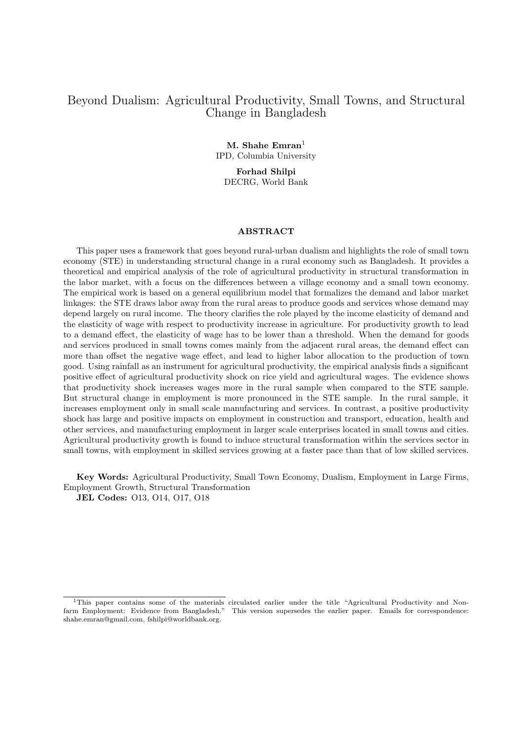# Beyond Dualism: Agricultural Productivity, Small Towns, and Structural Change in Bangladesh

**M. Shahe Emran**[1]
IPD, Columbia University

**Forhad Shilpi**
DECRG, World Bank

### ABSTRACT

This paper uses a framework that goes beyond rural-urban dualism and highlights the role of small town economy (STE) in understanding structural change in a rural economy such as Bangladesh. It provides a theoretical and empirical analysis of the role of agricultural productivity in structural transformation in the labor market, with a focus on the differences between a village economy and a small town economy. The empirical work is based on a general equilibrium model that formalizes the demand and labor market linkages: the STE draws labor away from the rural areas to produce goods and services whose demand may depend largely on rural income. The theory clarifies the role played by the income elasticity of demand and the elasticity of wage with respect to productivity increase in agriculture. For productivity growth to lead to a demand effect, the elasticity of wage has to be lower than a threshold. When the demand for goods and services produced in small towns comes mainly from the adjacent rural areas, the demand effect can more than offset the negative wage effect, and lead to higher labor allocation to the production of town good. Using rainfall as an instrument for agricultural productivity, the empirical analysis finds a significant positive effect of agricultural productivity shock on rice yield and agricultural wages. The evidence shows that productivity shock increases wages more in the rural sample when compared to the STE sample. But structural change in employment is more pronounced in the STE sample. In the rural sample, it increases employment only in small scale manufacturing and services. In contrast, a positive productivity shock has large and positive impacts on employment in construction and transport, education, health and other services, and manufacturing employment in larger scale enterprises located in small towns and cities. Agricultural productivity growth is found to induce structural transformation within the services sector in small towns, with employment in skilled services growing at a faster pace than that of low skilled services.

**Key Words:** Agricultural Productivity, Small Town Economy, Dualism, Employment in Large Firms, Employment Growth, Structural Transformation
**JEL Codes:** O13, O14, O17, O18

[1] This paper contains some of the materials circulated earlier under the title "Agricultural Productivity and Non-farm Employment: Evidence from Bangladesh." This version supersedes the earlier paper. Emails for correspondence: shahe.emran@gmail.com, fshilpi@worldbank.org.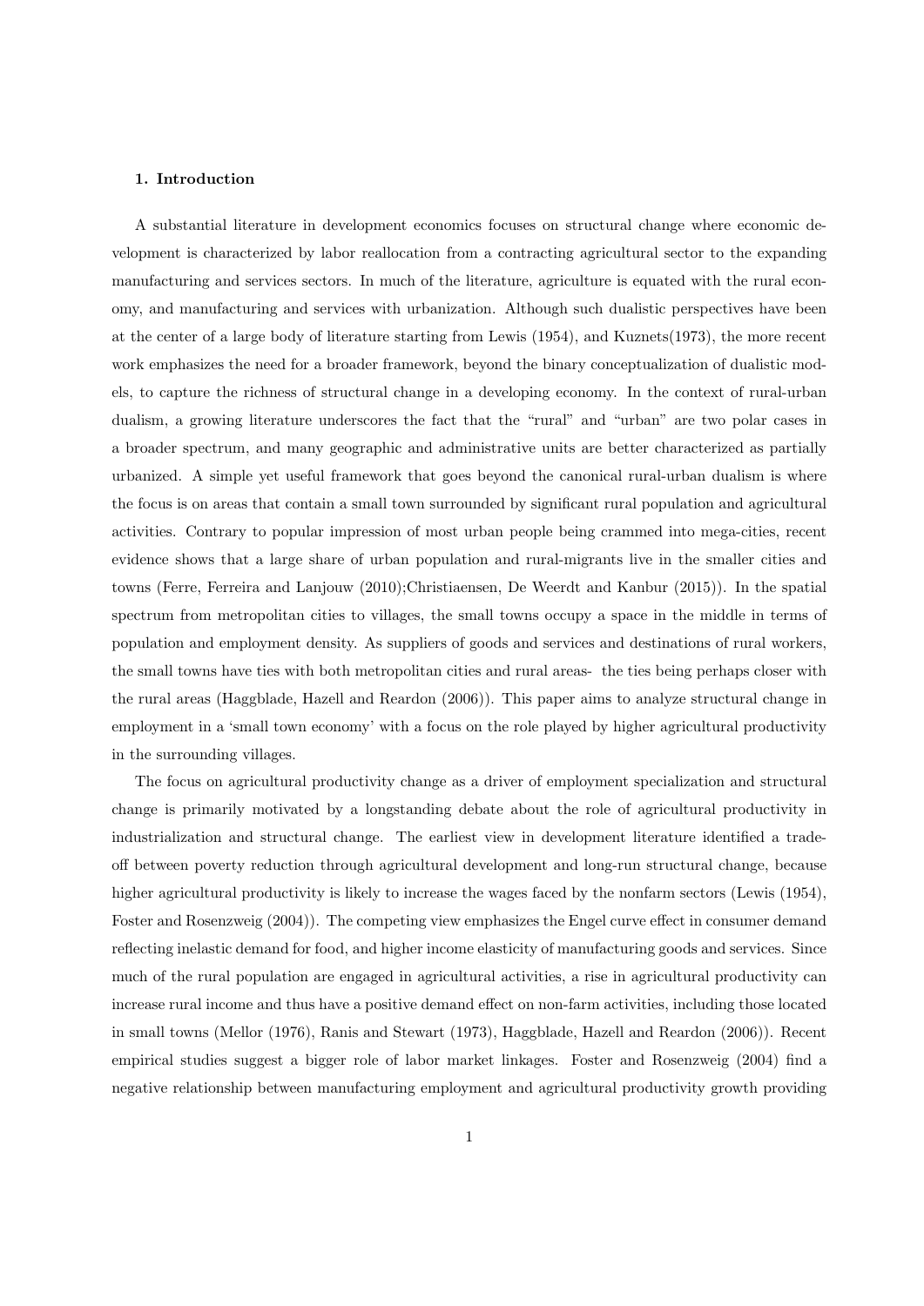## 1. Introduction

A substantial literature in development economics focuses on structural change where economic development is characterized by labor reallocation from a contracting agricultural sector to the expanding manufacturing and services sectors. In much of the literature, agriculture is equated with the rural economy, and manufacturing and services with urbanization. Although such dualistic perspectives have been at the center of a large body of literature starting from Lewis (1954), and Kuznets(1973), the more recent work emphasizes the need for a broader framework, beyond the binary conceptualization of dualistic models, to capture the richness of structural change in a developing economy. In the context of rural-urban dualism, a growing literature underscores the fact that the "rural" and "urban" are two polar cases in a broader spectrum, and many geographic and administrative units are better characterized as partially urbanized. A simple yet useful framework that goes beyond the canonical rural-urban dualism is where the focus is on areas that contain a small town surrounded by significant rural population and agricultural activities. Contrary to popular impression of most urban people being crammed into mega-cities, recent evidence shows that a large share of urban population and rural-migrants live in the smaller cities and towns (Ferre, Ferreira and Lanjouw (2010);Christiaensen, De Weerdt and Kanbur (2015)). In the spatial spectrum from metropolitan cities to villages, the small towns occupy a space in the middle in terms of population and employment density. As suppliers of goods and services and destinations of rural workers, the small towns have ties with both metropolitan cities and rural areas- the ties being perhaps closer with the rural areas (Haggblade, Hazell and Reardon (2006)). This paper aims to analyze structural change in employment in a 'small town economy' with a focus on the role played by higher agricultural productivity in the surrounding villages.

The focus on agricultural productivity change as a driver of employment specialization and structural change is primarily motivated by a longstanding debate about the role of agricultural productivity in industrialization and structural change. The earliest view in development literature identified a trade-off between poverty reduction through agricultural development and long-run structural change, because higher agricultural productivity is likely to increase the wages faced by the nonfarm sectors (Lewis (1954), Foster and Rosenzweig (2004)). The competing view emphasizes the Engel curve effect in consumer demand reflecting inelastic demand for food, and higher income elasticity of manufacturing goods and services. Since much of the rural population are engaged in agricultural activities, a rise in agricultural productivity can increase rural income and thus have a positive demand effect on non-farm activities, including those located in small towns (Mellor (1976), Ranis and Stewart (1973), Haggblade, Hazell and Reardon (2006)). Recent empirical studies suggest a bigger role of labor market linkages. Foster and Rosenzweig (2004) find a negative relationship between manufacturing employment and agricultural productivity growth providing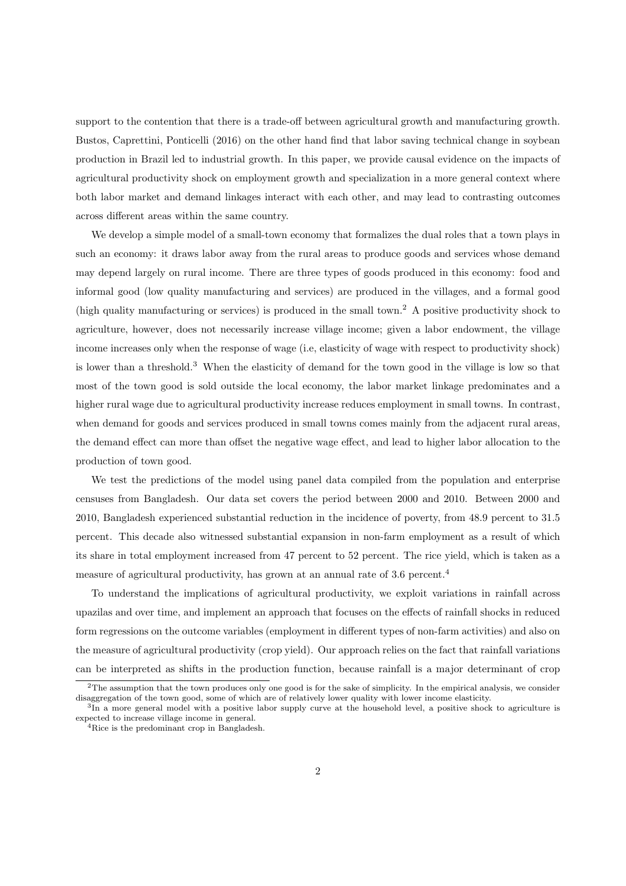support to the contention that there is a trade-off between agricultural growth and manufacturing growth. Bustos, Caprettini, Ponticelli (2016) on the other hand find that labor saving technical change in soybean production in Brazil led to industrial growth. In this paper, we provide causal evidence on the impacts of agricultural productivity shock on employment growth and specialization in a more general context where both labor market and demand linkages interact with each other, and may lead to contrasting outcomes across different areas within the same country.

We develop a simple model of a small-town economy that formalizes the dual roles that a town plays in such an economy: it draws labor away from the rural areas to produce goods and services whose demand may depend largely on rural income. There are three types of goods produced in this economy: food and informal good (low quality manufacturing and services) are produced in the villages, and a formal good (high quality manufacturing or services) is produced in the small town.[2] A positive productivity shock to agriculture, however, does not necessarily increase village income; given a labor endowment, the village income increases only when the response of wage (i.e, elasticity of wage with respect to productivity shock) is lower than a threshold.[3] When the elasticity of demand for the town good in the village is low so that most of the town good is sold outside the local economy, the labor market linkage predominates and a higher rural wage due to agricultural productivity increase reduces employment in small towns. In contrast, when demand for goods and services produced in small towns comes mainly from the adjacent rural areas, the demand effect can more than offset the negative wage effect, and lead to higher labor allocation to the production of town good.

We test the predictions of the model using panel data compiled from the population and enterprise censuses from Bangladesh. Our data set covers the period between 2000 and 2010. Between 2000 and 2010, Bangladesh experienced substantial reduction in the incidence of poverty, from 48.9 percent to 31.5 percent. This decade also witnessed substantial expansion in non-farm employment as a result of which its share in total employment increased from 47 percent to 52 percent. The rice yield, which is taken as a measure of agricultural productivity, has grown at an annual rate of 3.6 percent.[4]

To understand the implications of agricultural productivity, we exploit variations in rainfall across upazilas and over time, and implement an approach that focuses on the effects of rainfall shocks in reduced form regressions on the outcome variables (employment in different types of non-farm activities) and also on the measure of agricultural productivity (crop yield). Our approach relies on the fact that rainfall variations can be interpreted as shifts in the production function, because rainfall is a major determinant of crop

[2]The assumption that the town produces only one good is for the sake of simplicity. In the empirical analysis, we consider disaggregation of the town good, some of which are of relatively lower quality with lower income elasticity.

[3]In a more general model with a positive labor supply curve at the household level, a positive shock to agriculture is expected to increase village income in general.

[4]Rice is the predominant crop in Bangladesh.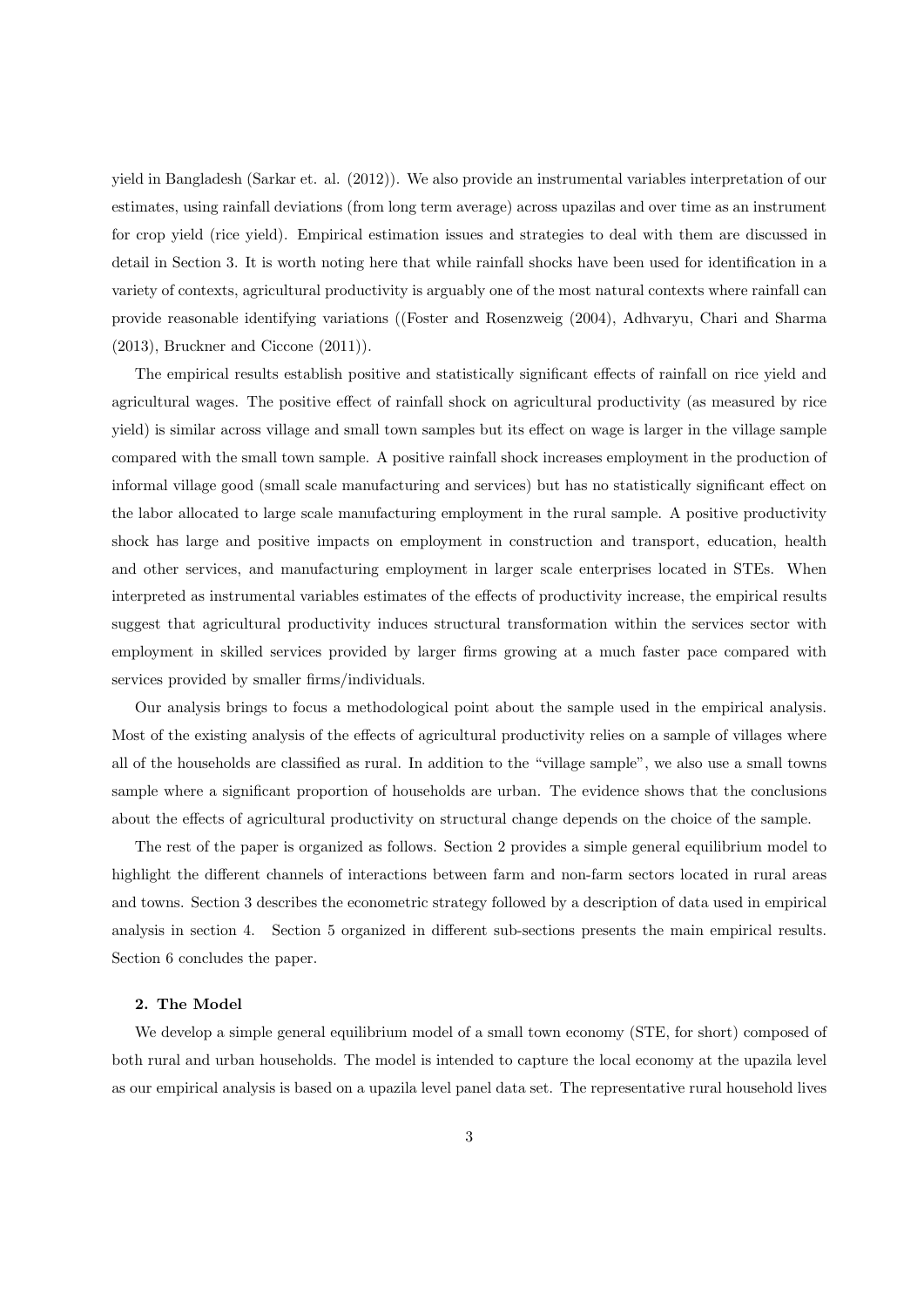yield in Bangladesh (Sarkar et. al. (2012)). We also provide an instrumental variables interpretation of our estimates, using rainfall deviations (from long term average) across upazilas and over time as an instrument for crop yield (rice yield). Empirical estimation issues and strategies to deal with them are discussed in detail in Section 3. It is worth noting here that while rainfall shocks have been used for identification in a variety of contexts, agricultural productivity is arguably one of the most natural contexts where rainfall can provide reasonable identifying variations ((Foster and Rosenzweig (2004), Adhvaryu, Chari and Sharma (2013), Bruckner and Ciccone (2011)).

The empirical results establish positive and statistically significant effects of rainfall on rice yield and agricultural wages. The positive effect of rainfall shock on agricultural productivity (as measured by rice yield) is similar across village and small town samples but its effect on wage is larger in the village sample compared with the small town sample. A positive rainfall shock increases employment in the production of informal village good (small scale manufacturing and services) but has no statistically significant effect on the labor allocated to large scale manufacturing employment in the rural sample. A positive productivity shock has large and positive impacts on employment in construction and transport, education, health and other services, and manufacturing employment in larger scale enterprises located in STEs. When interpreted as instrumental variables estimates of the effects of productivity increase, the empirical results suggest that agricultural productivity induces structural transformation within the services sector with employment in skilled services provided by larger firms growing at a much faster pace compared with services provided by smaller firms/individuals.

Our analysis brings to focus a methodological point about the sample used in the empirical analysis. Most of the existing analysis of the effects of agricultural productivity relies on a sample of villages where all of the households are classified as rural. In addition to the "village sample", we also use a small towns sample where a significant proportion of households are urban. The evidence shows that the conclusions about the effects of agricultural productivity on structural change depends on the choice of the sample.

The rest of the paper is organized as follows. Section 2 provides a simple general equilibrium model to highlight the different channels of interactions between farm and non-farm sectors located in rural areas and towns. Section 3 describes the econometric strategy followed by a description of data used in empirical analysis in section 4. Section 5 organized in different sub-sections presents the main empirical results. Section 6 concludes the paper.

## 2. The Model

We develop a simple general equilibrium model of a small town economy (STE, for short) composed of both rural and urban households. The model is intended to capture the local economy at the upazila level as our empirical analysis is based on a upazila level panel data set. The representative rural household lives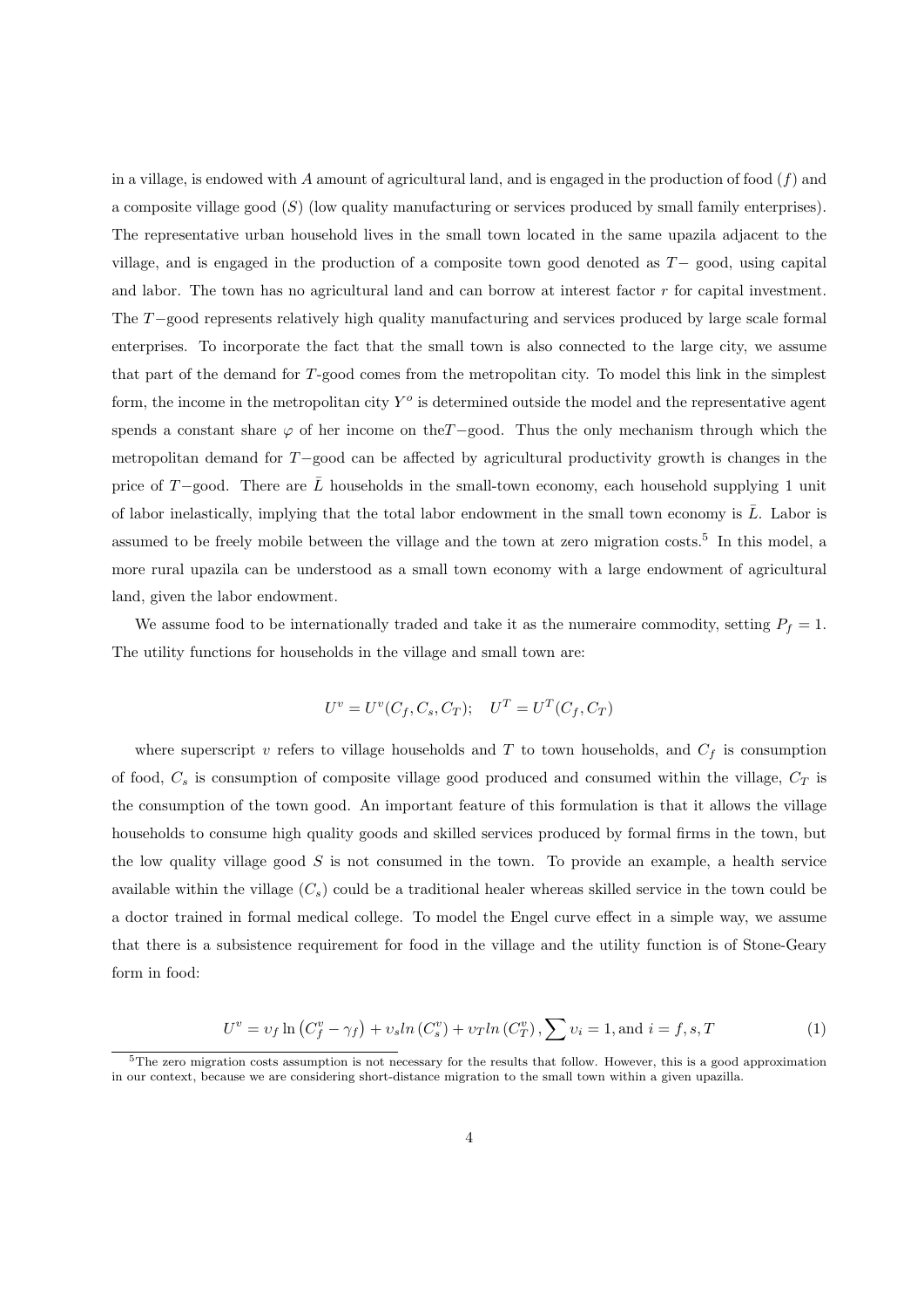in a village, is endowed with $A$ amount of agricultural land, and is engaged in the production of food ($f$) and a composite village good ($S$) (low quality manufacturing or services produced by small family enterprises). The representative urban household lives in the small town located in the same upazila adjacent to the village, and is engaged in the production of a composite town good denoted as $T-$ good, using capital and labor. The town has no agricultural land and can borrow at interest factor $r$ for capital investment. The $T-$good represents relatively high quality manufacturing and services produced by large scale formal enterprises. To incorporate the fact that the small town is also connected to the large city, we assume that part of the demand for $T$-good comes from the metropolitan city. To model this link in the simplest form, the income in the metropolitan city $Y^o$ is determined outside the model and the representative agent spends a constant share $\varphi$ of her income on the$T-$good. Thus the only mechanism through which the metropolitan demand for $T-$good can be affected by agricultural productivity growth is changes in the price of $T-$good. There are $\bar{L}$ households in the small-town economy, each household supplying 1 unit of labor inelastically, implying that the total labor endowment in the small town economy is $\bar{L}$. Labor is assumed to be freely mobile between the village and the town at zero migration costs.[5] In this model, a more rural upazila can be understood as a small town economy with a large endowment of agricultural land, given the labor endowment.

We assume food to be internationally traded and take it as the numeraire commodity, setting $P_f = 1$. The utility functions for households in the village and small town are:

$$U^v = U^v(C_f, C_s, C_T); \quad U^T = U^T(C_f, C_T)$$

where superscript $v$ refers to village households and $T$ to town households, and $C_f$ is consumption of food, $C_s$ is consumption of composite village good produced and consumed within the village, $C_T$ is the consumption of the town good. An important feature of this formulation is that it allows the village households to consume high quality goods and skilled services produced by formal firms in the town, but the low quality village good $S$ is not consumed in the town. To provide an example, a health service available within the village ($C_s$) could be a traditional healer whereas skilled service in the town could be a doctor trained in formal medical college. To model the Engel curve effect in a simple way, we assume that there is a subsistence requirement for food in the village and the utility function is of Stone-Geary form in food:

$$U^v = \upsilon_f \ln\left(C_f^v - \gamma_f\right) + \upsilon_s ln\left(C_s^v\right) + \upsilon_T ln\left(C_T^v\right), \sum \upsilon_i = 1, \text{and } i = f, s, T \tag{1}$$

[5]The zero migration costs assumption is not necessary for the results that follow. However, this is a good approximation in our context, because we are considering short-distance migration to the small town within a given upazilla.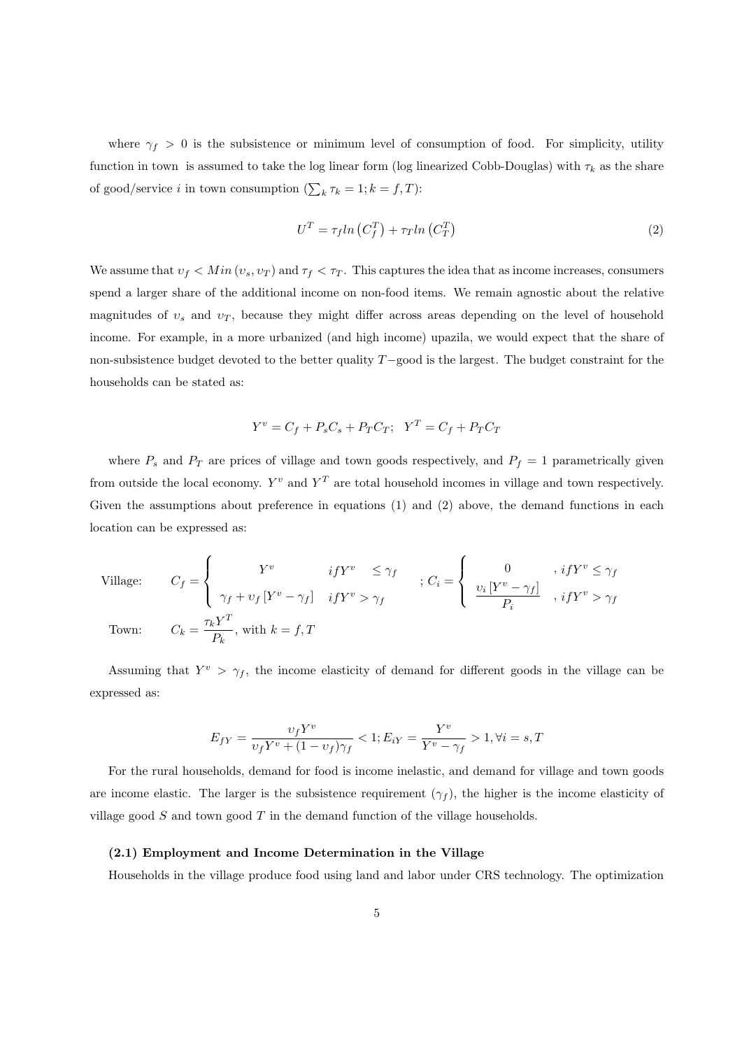where $\gamma_f > 0$ is the subsistence or minimum level of consumption of food. For simplicity, utility function in town is assumed to take the log linear form (log linearized Cobb-Douglas) with $\tau_k$ as the share of good/service $i$ in town consumption ($\sum_k \tau_k = 1; k = f, T$):

$$U^T = \tau_f ln\left(C_f^T\right) + \tau_T ln\left(C_T^T\right) \tag{2}$$

We assume that $\upsilon_f < Min\left(\upsilon_s, \upsilon_T\right)$ and $\tau_f < \tau_T$. This captures the idea that as income increases, consumers spend a larger share of the additional income on non-food items. We remain agnostic about the relative magnitudes of $\upsilon_s$ and $\upsilon_T$, because they might differ across areas depending on the level of household income. For example, in a more urbanized (and high income) upazila, we would expect that the share of non-subsistence budget devoted to the better quality $T-$good is the largest. The budget constraint for the households can be stated as:

$$Y^v = C_f + P_s C_s + P_T C_T; \quad Y^T = C_f + P_T C_T$$

where $P_s$ and $P_T$ are prices of village and town goods respectively, and $P_f = 1$ parametrically given from outside the local economy. $Y^v$ and $Y^T$ are total household incomes in village and town respectively. Given the assumptions about preference in equations (1) and (2) above, the demand functions in each location can be expressed as:

$$\text{Village:} \quad C_f = \begin{cases} Y^v & if Y^v \leq \gamma_f \\ \gamma_f + \upsilon_f\left[Y^v - \gamma_f\right] & if Y^v > \gamma_f \end{cases} ; C_i = \begin{cases} 0 & , if Y^v \leq \gamma_f \\ \dfrac{\upsilon_i\left[Y^v - \gamma_f\right]}{P_i} & , if Y^v > \gamma_f \end{cases}$$

$$\text{Town:} \quad C_k = \frac{\tau_k Y^T}{P_k}, \text{ with } k = f, T$$

Assuming that $Y^v > \gamma_f$, the income elasticity of demand for different goods in the village can be expressed as:

$$E_{fY} = \frac{\upsilon_f Y^v}{\upsilon_f Y^v + (1 - \upsilon_f)\gamma_f} < 1; E_{iY} = \frac{Y^v}{Y^v - \gamma_f} > 1, \forall i = s, T$$

For the rural households, demand for food is income inelastic, and demand for village and town goods are income elastic. The larger is the subsistence requirement ($\gamma_f$), the higher is the income elasticity of village good $S$ and town good $T$ in the demand function of the village households.

**(2.1) Employment and Income Determination in the Village**

Households in the village produce food using land and labor under CRS technology. The optimization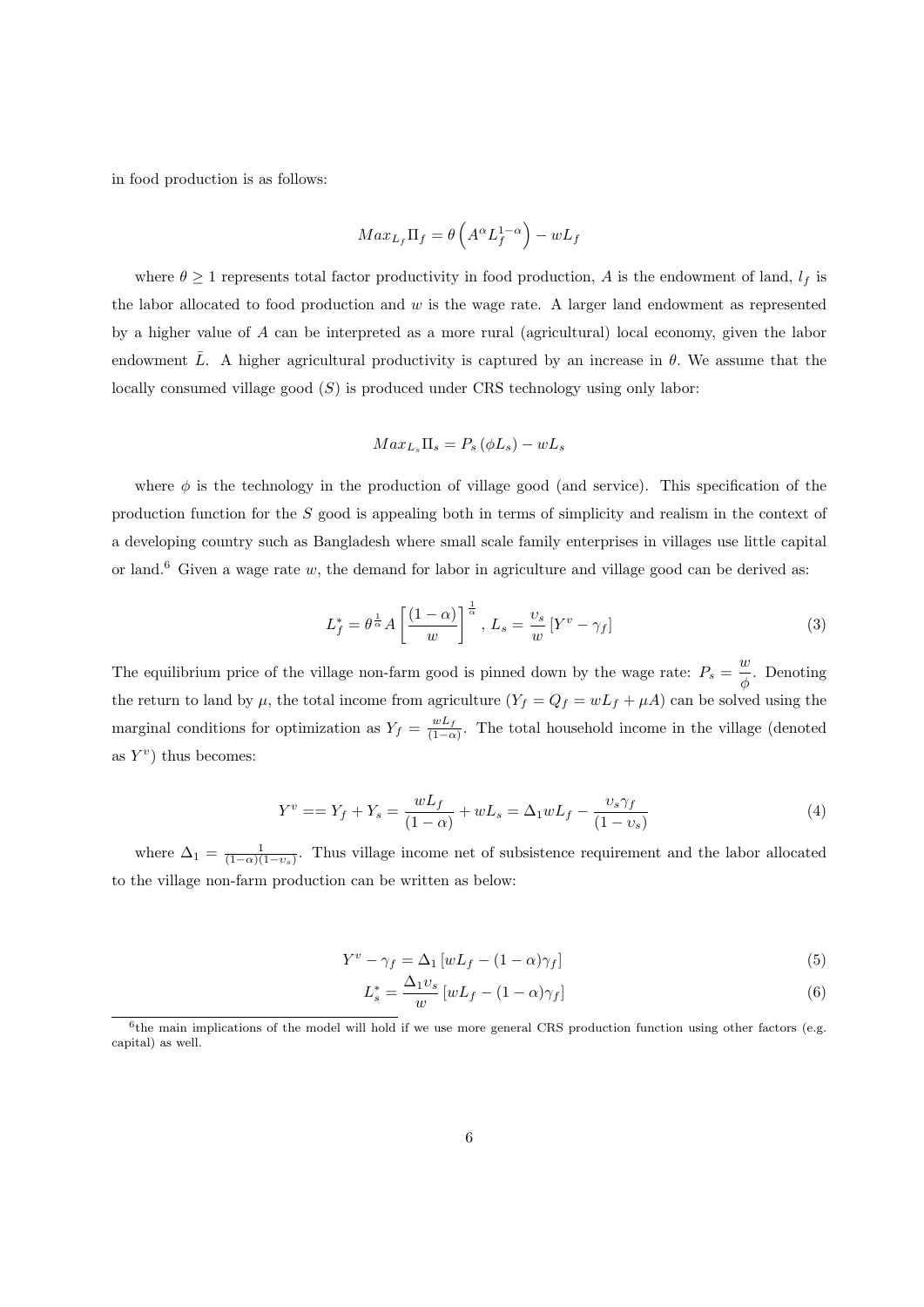in food production is as follows:

$$Max_{L_f}\Pi_f = \theta\left(A^{\alpha}L_f^{1-\alpha}\right) - wL_f$$

where $\theta \geq 1$ represents total factor productivity in food production, $A$ is the endowment of land, $l_f$ is the labor allocated to food production and $w$ is the wage rate. A larger land endowment as represented by a higher value of $A$ can be interpreted as a more rural (agricultural) local economy, given the labor endowment $\bar{L}$. A higher agricultural productivity is captured by an increase in $\theta$. We assume that the locally consumed village good ($S$) is produced under CRS technology using only labor:

$$Max_{L_s}\Pi_s = P_s\left(\phi L_s\right) - wL_s$$

where $\phi$ is the technology in the production of village good (and service). This specification of the production function for the $S$ good is appealing both in terms of simplicity and realism in the context of a developing country such as Bangladesh where small scale family enterprises in villages use little capital or land.[6] Given a wage rate $w$, the demand for labor in agriculture and village good can be derived as:

$$L_f^* = \theta^{\frac{1}{\alpha}}A\left[\frac{(1-\alpha)}{w}\right]^{\frac{1}{\alpha}},\ L_s = \frac{\upsilon_s}{w}\left[Y^v - \gamma_f\right] \tag{3}$$

The equilibrium price of the village non-farm good is pinned down by the wage rate: $P_s = \dfrac{w}{\phi}$. Denoting the return to land by $\mu$, the total income from agriculture ($Y_f = Q_f = wL_f + \mu A$) can be solved using the marginal conditions for optimization as $Y_f = \frac{wL_f}{(1-\alpha)}$. The total household income in the village (denoted as $Y^v$) thus becomes:

$$Y^v == Y_f + Y_s = \frac{wL_f}{(1-\alpha)} + wL_s = \Delta_1 wL_f - \frac{\upsilon_s\gamma_f}{(1-\upsilon_s)} \tag{4}$$

where $\Delta_1 = \frac{1}{(1-\alpha)(1-\upsilon_s)}$. Thus village income net of subsistence requirement and the labor allocated to the village non-farm production can be written as below:

$$Y^v - \gamma_f = \Delta_1\left[wL_f - (1-\alpha)\gamma_f\right] \tag{5}$$

$$L_s^* = \frac{\Delta_1\upsilon_s}{w}\left[wL_f - (1-\alpha)\gamma_f\right] \tag{6}$$

[6] the main implications of the model will hold if we use more general CRS production function using other factors (e.g. capital) as well.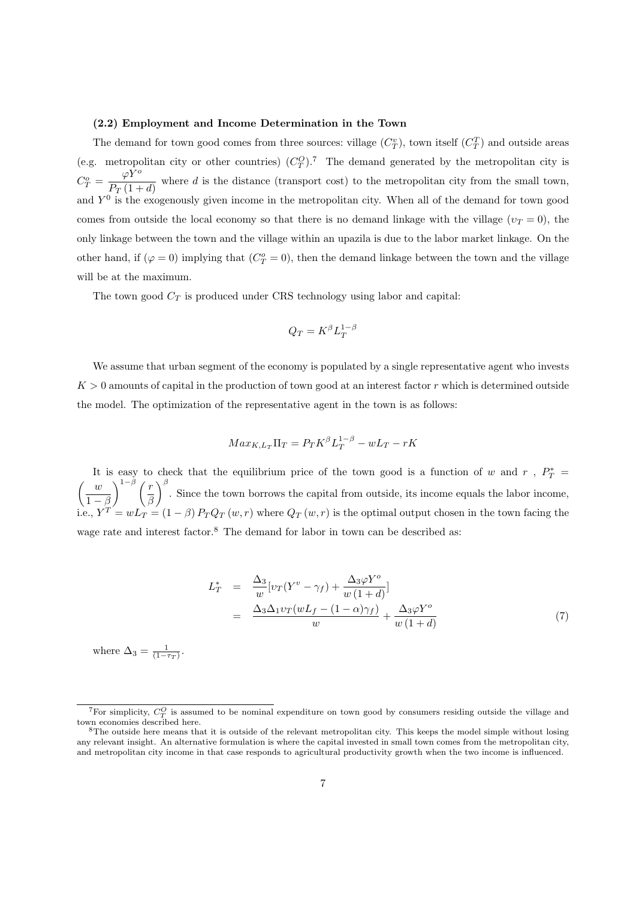**(2.2) Employment and Income Determination in the Town**

The demand for town good comes from three sources: village ($C_T^v$), town itself ($C_T^T$) and outside areas (e.g. metropolitan city or other countries) ($C_T^O$).[7] The demand generated by the metropolitan city is $C_T^o = \dfrac{\varphi Y^o}{P_T(1+d)}$ where $d$ is the distance (transport cost) to the metropolitan city from the small town, and $Y^0$ is the exogenously given income in the metropolitan city. When all of the demand for town good comes from outside the local economy so that there is no demand linkage with the village ($\upsilon_T = 0$), the only linkage between the town and the village within an upazila is due to the labor market linkage. On the other hand, if ($\varphi = 0$) implying that ($C_T^o = 0$), then the demand linkage between the town and the village will be at the maximum.

The town good $C_T$ is produced under CRS technology using labor and capital:

$$Q_T = K^\beta L_T^{1-\beta}$$

We assume that urban segment of the economy is populated by a single representative agent who invests $K > 0$ amounts of capital in the production of town good at an interest factor $r$ which is determined outside the model. The optimization of the representative agent in the town is as follows:

$$Max_{K,L_T} \Pi_T = P_T K^\beta L_T^{1-\beta} - wL_T - rK$$

It is easy to check that the equilibrium price of the town good is a function of $w$ and $r$ , $P_T^* = \left(\dfrac{w}{1-\beta}\right)^{1-\beta}\left(\dfrac{r}{\beta}\right)^{\beta}$. Since the town borrows the capital from outside, its income equals the labor income, i.e., $Y^T = wL_T = (1-\beta) P_T Q_T(w,r)$ where $Q_T(w,r)$ is the optimal output chosen in the town facing the wage rate and interest factor.[8] The demand for labor in town can be described as:

$$\begin{aligned} L_T^* &= \frac{\Delta_3}{w}[\upsilon_T(Y^v - \gamma_f) + \frac{\Delta_3 \varphi Y^o}{w(1+d)}] \\ &= \frac{\Delta_3 \Delta_1 \upsilon_T (wL_f - (1-\alpha)\gamma_f)}{w} + \frac{\Delta_3 \varphi Y^o}{w(1+d)} \end{aligned} \tag{7}$$

where $\Delta_3 = \frac{1}{(1-\tau_T)}$.

---

[7] For simplicity, $C_T^O$ is assumed to be nominal expenditure on town good by consumers residing outside the village and town economies described here.

[8] The outside here means that it is outside of the relevant metropolitan city. This keeps the model simple without losing any relevant insight. An alternative formulation is where the capital invested in small town comes from the metropolitan city, and metropolitan city income in that case responds to agricultural productivity growth when the two income is influenced.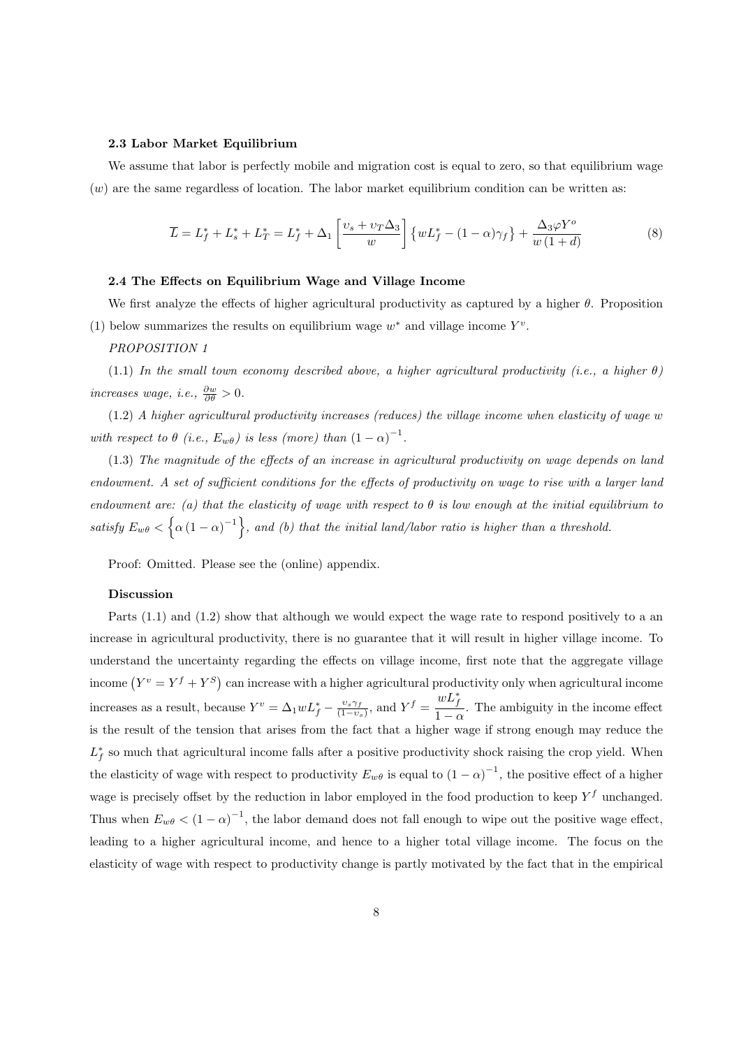### 2.3 Labor Market Equilibrium

We assume that labor is perfectly mobile and migration cost is equal to zero, so that equilibrium wage ($w$) are the same regardless of location. The labor market equilibrium condition can be written as:

$$\overline{L} = L_f^* + L_s^* + L_T^* = L_f^* + \Delta_1 \left[ \frac{\upsilon_s + \upsilon_T \Delta_3}{w} \right] \left\{ wL_f^* - (1-\alpha)\gamma_f \right\} + \frac{\Delta_3 \varphi Y^o}{w(1+d)} \tag{8}$$

### 2.4 The Effects on Equilibrium Wage and Village Income

We first analyze the effects of higher agricultural productivity as captured by a higher $\theta$. Proposition (1) below summarizes the results on equilibrium wage $w^*$ and village income $Y^v$.

*PROPOSITION 1*

(1.1) *In the small town economy described above, a higher agricultural productivity (i.e., a higher $\theta$) increases wage, i.e., $\frac{\partial w}{\partial \theta} > 0$.*

(1.2) *A higher agricultural productivity increases (reduces) the village income when elasticity of wage $w$ with respect to $\theta$ (i.e., $E_{w\theta}$) is less (more) than $(1-\alpha)^{-1}$.*

(1.3) *The magnitude of the effects of an increase in agricultural productivity on wage depends on land endowment. A set of sufficient conditions for the effects of productivity on wage to rise with a larger land endowment are: (a) that the elasticity of wage with respect to $\theta$ is low enough at the initial equilibrium to satisfy $E_{w\theta} < \left\{ \alpha (1-\alpha)^{-1} \right\}$, and (b) that the initial land/labor ratio is higher than a threshold.*

Proof: Omitted. Please see the (online) appendix.

**Discussion**

Parts (1.1) and (1.2) show that although we would expect the wage rate to respond positively to a an increase in agricultural productivity, there is no guarantee that it will result in higher village income. To understand the uncertainty regarding the effects on village income, first note that the aggregate village income $\left(Y^v = Y^f + Y^S\right)$ can increase with a higher agricultural productivity only when agricultural income increases as a result, because $Y^v = \Delta_1 w L_f^* - \frac{\upsilon_s \gamma_f}{(1-\upsilon_s)}$, and $Y^f = \dfrac{wL_f^*}{1-\alpha}$. The ambiguity in the income effect is the result of the tension that arises from the fact that a higher wage if strong enough may reduce the $L_f^*$ so much that agricultural income falls after a positive productivity shock raising the crop yield. When the elasticity of wage with respect to productivity $E_{w\theta}$ is equal to $(1-\alpha)^{-1}$, the positive effect of a higher wage is precisely offset by the reduction in labor employed in the food production to keep $Y^f$ unchanged. Thus when $E_{w\theta} < (1-\alpha)^{-1}$, the labor demand does not fall enough to wipe out the positive wage effect, leading to a higher agricultural income, and hence to a higher total village income. The focus on the elasticity of wage with respect to productivity change is partly motivated by the fact that in the empirical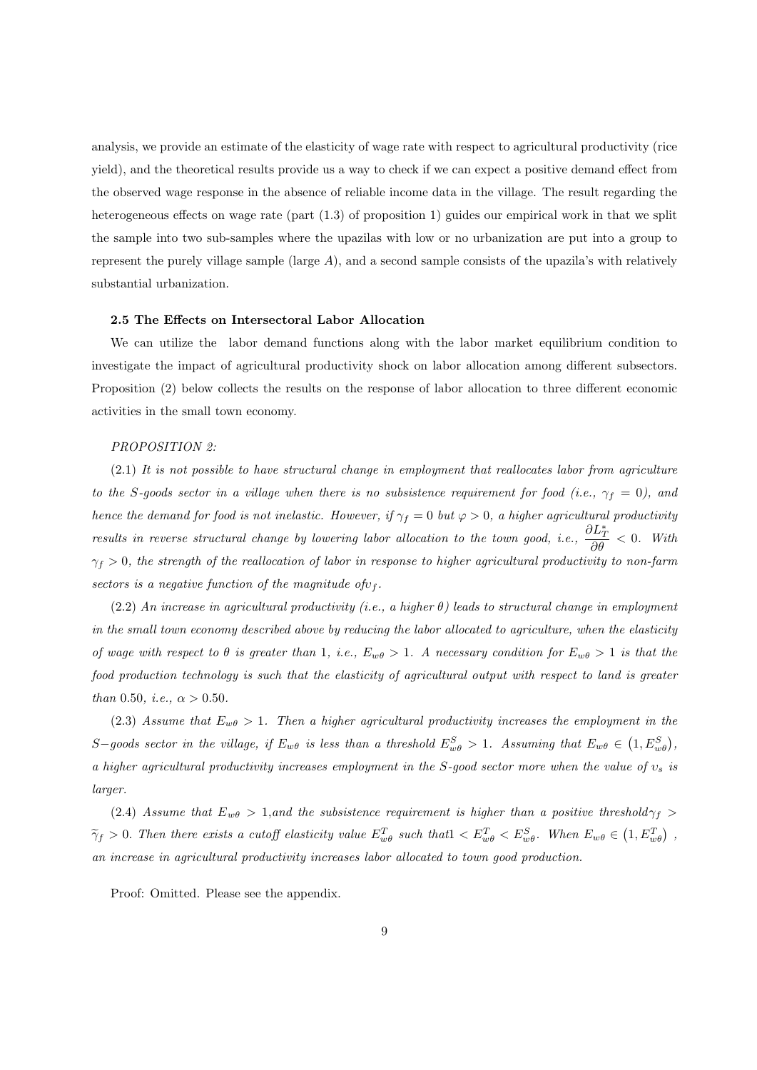analysis, we provide an estimate of the elasticity of wage rate with respect to agricultural productivity (rice yield), and the theoretical results provide us a way to check if we can expect a positive demand effect from the observed wage response in the absence of reliable income data in the village. The result regarding the heterogeneous effects on wage rate (part (1.3) of proposition 1) guides our empirical work in that we split the sample into two sub-samples where the upazilas with low or no urbanization are put into a group to represent the purely village sample (large $A$), and a second sample consists of the upazila's with relatively substantial urbanization.

### 2.5 The Effects on Intersectoral Labor Allocation

We can utilize the labor demand functions along with the labor market equilibrium condition to investigate the impact of agricultural productivity shock on labor allocation among different subsectors. Proposition (2) below collects the results on the response of labor allocation to three different economic activities in the small town economy.

*PROPOSITION 2:*

(2.1) *It is not possible to have structural change in employment that reallocates labor from agriculture to the S-goods sector in a village when there is no subsistence requirement for food (i.e., $\gamma_f = 0$), and hence the demand for food is not inelastic. However, if $\gamma_f = 0$ but $\varphi > 0$, a higher agricultural productivity results in reverse structural change by lowering labor allocation to the town good, i.e., $\frac{\partial L_T^*}{\partial \theta} < 0$. With $\gamma_f > 0$, the strength of the reallocation of labor in response to higher agricultural productivity to non-farm sectors is a negative function of the magnitude of $\upsilon_f$.*

(2.2) *An increase in agricultural productivity (i.e., a higher $\theta$) leads to structural change in employment in the small town economy described above by reducing the labor allocated to agriculture, when the elasticity of wage with respect to $\theta$ is greater than 1, i.e., $E_{w\theta} > 1$. A necessary condition for $E_{w\theta} > 1$ is that the food production technology is such that the elasticity of agricultural output with respect to land is greater than 0.50, i.e., $\alpha > 0.50$.*

(2.3) *Assume that $E_{w\theta} > 1$. Then a higher agricultural productivity increases the employment in the $S-$goods sector in the village, if $E_{w\theta}$ is less than a threshold $E_{w\theta}^S > 1$. Assuming that $E_{w\theta} \in \left(1, E_{w\theta}^S\right)$, a higher agricultural productivity increases employment in the S-good sector more when the value of $\upsilon_s$ is larger.*

(2.4) *Assume that $E_{w\theta} > 1$, and the subsistence requirement is higher than a positive threshold $\gamma_f > \widetilde{\gamma}_f > 0$. Then there exists a cutoff elasticity value $E_{w\theta}^T$ such that $1 < E_{w\theta}^T < E_{w\theta}^S$. When $E_{w\theta} \in \left(1, E_{w\theta}^T\right)$, an increase in agricultural productivity increases labor allocated to town good production.*

Proof: Omitted. Please see the appendix.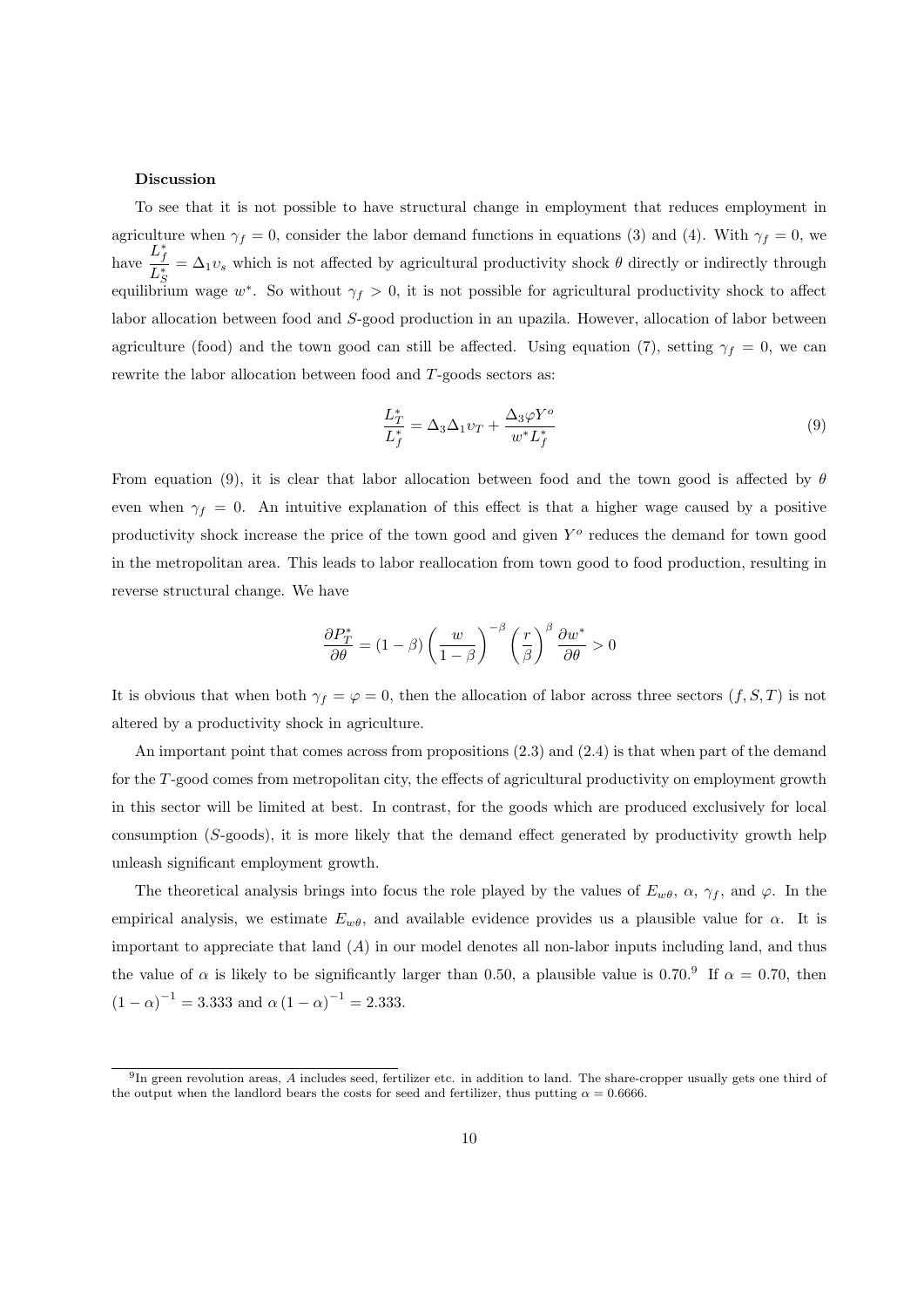**Discussion**

To see that it is not possible to have structural change in employment that reduces employment in agriculture when $\gamma_f = 0$, consider the labor demand functions in equations (3) and (4). With $\gamma_f = 0$, we have $\frac{L_f^*}{L_S^*} = \Delta_1 \upsilon_s$ which is not affected by agricultural productivity shock $\theta$ directly or indirectly through equilibrium wage $w^*$. So without $\gamma_f > 0$, it is not possible for agricultural productivity shock to affect labor allocation between food and $S$-good production in an upazila. However, allocation of labor between agriculture (food) and the town good can still be affected. Using equation (7), setting $\gamma_f = 0$, we can rewrite the labor allocation between food and $T$-goods sectors as:

$$\frac{L_T^*}{L_f^*} = \Delta_3 \Delta_1 \upsilon_T + \frac{\Delta_3 \varphi Y^o}{w^* L_f^*} \tag{9}$$

From equation (9), it is clear that labor allocation between food and the town good is affected by $\theta$ even when $\gamma_f = 0$. An intuitive explanation of this effect is that a higher wage caused by a positive productivity shock increase the price of the town good and given $Y^o$ reduces the demand for town good in the metropolitan area. This leads to labor reallocation from town good to food production, resulting in reverse structural change. We have

$$\frac{\partial P_T^*}{\partial \theta} = (1-\beta)\left(\frac{w}{1-\beta}\right)^{-\beta}\left(\frac{r}{\beta}\right)^{\beta}\frac{\partial w^*}{\partial \theta} > 0$$

It is obvious that when both $\gamma_f = \varphi = 0$, then the allocation of labor across three sectors $(f, S, T)$ is not altered by a productivity shock in agriculture.

An important point that comes across from propositions (2.3) and (2.4) is that when part of the demand for the $T$-good comes from metropolitan city, the effects of agricultural productivity on employment growth in this sector will be limited at best. In contrast, for the goods which are produced exclusively for local consumption ($S$-goods), it is more likely that the demand effect generated by productivity growth help unleash significant employment growth.

The theoretical analysis brings into focus the role played by the values of $E_{w\theta}$, $\alpha$, $\gamma_f$, and $\varphi$. In the empirical analysis, we estimate $E_{w\theta}$, and available evidence provides us a plausible value for $\alpha$. It is important to appreciate that land ($A$) in our model denotes all non-labor inputs including land, and thus the value of $\alpha$ is likely to be significantly larger than 0.50, a plausible value is 0.70.[9] If $\alpha = 0.70$, then $(1-\alpha)^{-1} = 3.333$ and $\alpha(1-\alpha)^{-1} = 2.333$.

[9] In green revolution areas, $A$ includes seed, fertilizer etc. in addition to land. The share-cropper usually gets one third of the output when the landlord bears the costs for seed and fertilizer, thus putting $\alpha = 0.6666$.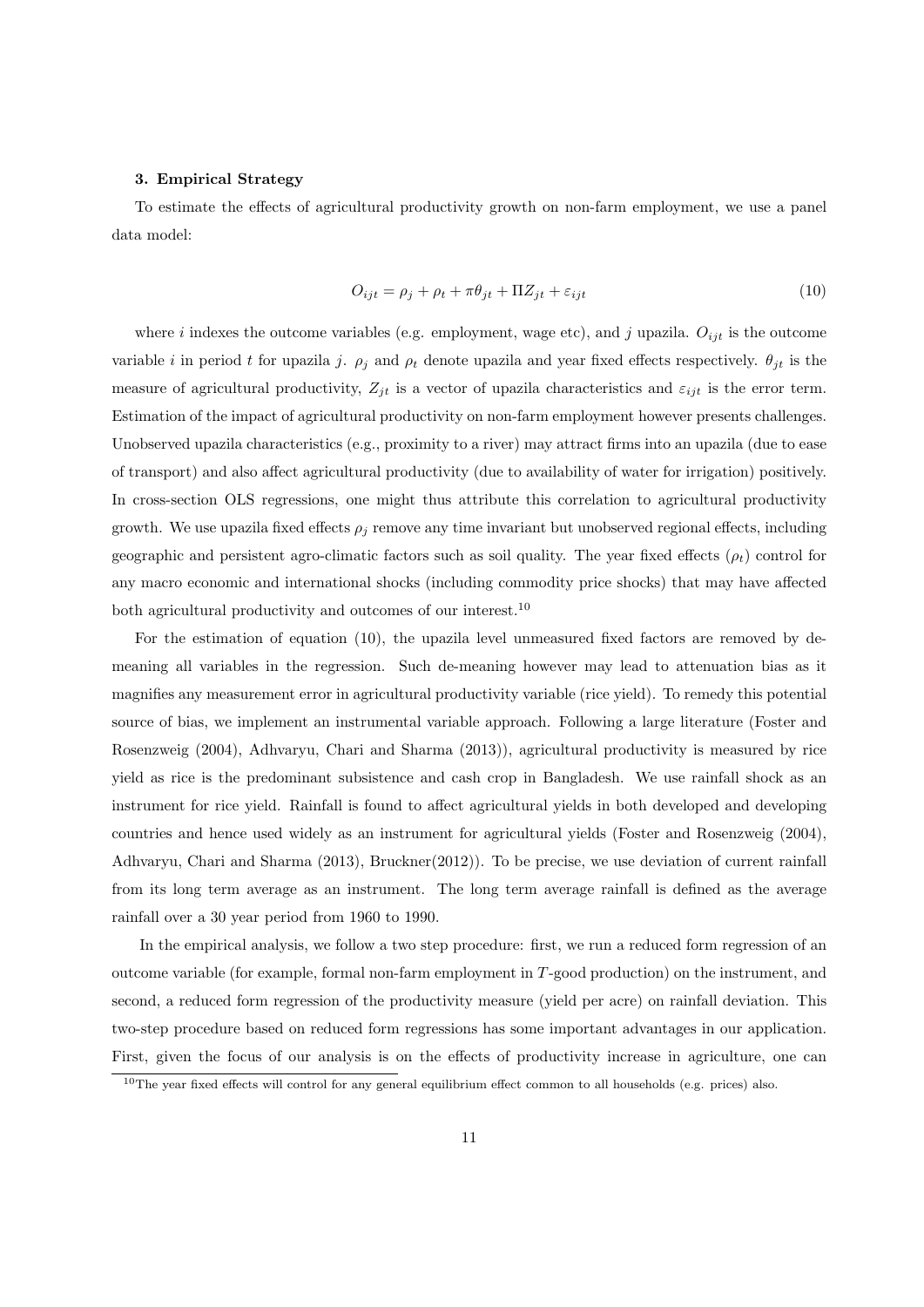### 3. Empirical Strategy

To estimate the effects of agricultural productivity growth on non-farm employment, we use a panel data model:

$$O_{ijt} = \rho_j + \rho_t + \pi\theta_{jt} + \Pi Z_{jt} + \varepsilon_{ijt} \tag{10}$$

where $i$ indexes the outcome variables (e.g. employment, wage etc), and $j$ upazila. $O_{ijt}$ is the outcome variable $i$ in period $t$ for upazila $j$. $\rho_j$ and $\rho_t$ denote upazila and year fixed effects respectively. $\theta_{jt}$ is the measure of agricultural productivity, $Z_{jt}$ is a vector of upazila characteristics and $\varepsilon_{ijt}$ is the error term. Estimation of the impact of agricultural productivity on non-farm employment however presents challenges. Unobserved upazila characteristics (e.g., proximity to a river) may attract firms into an upazila (due to ease of transport) and also affect agricultural productivity (due to availability of water for irrigation) positively. In cross-section OLS regressions, one might thus attribute this correlation to agricultural productivity growth. We use upazila fixed effects $\rho_j$ remove any time invariant but unobserved regional effects, including geographic and persistent agro-climatic factors such as soil quality. The year fixed effects ($\rho_t$) control for any macro economic and international shocks (including commodity price shocks) that may have affected both agricultural productivity and outcomes of our interest.[10]

For the estimation of equation (10), the upazila level unmeasured fixed factors are removed by de-meaning all variables in the regression. Such de-meaning however may lead to attenuation bias as it magnifies any measurement error in agricultural productivity variable (rice yield). To remedy this potential source of bias, we implement an instrumental variable approach. Following a large literature (Foster and Rosenzweig (2004), Adhvaryu, Chari and Sharma (2013)), agricultural productivity is measured by rice yield as rice is the predominant subsistence and cash crop in Bangladesh. We use rainfall shock as an instrument for rice yield. Rainfall is found to affect agricultural yields in both developed and developing countries and hence used widely as an instrument for agricultural yields (Foster and Rosenzweig (2004), Adhvaryu, Chari and Sharma (2013), Bruckner(2012)). To be precise, we use deviation of current rainfall from its long term average as an instrument. The long term average rainfall is defined as the average rainfall over a 30 year period from 1960 to 1990.

In the empirical analysis, we follow a two step procedure: first, we run a reduced form regression of an outcome variable (for example, formal non-farm employment in $T$-good production) on the instrument, and second, a reduced form regression of the productivity measure (yield per acre) on rainfall deviation. This two-step procedure based on reduced form regressions has some important advantages in our application. First, given the focus of our analysis is on the effects of productivity increase in agriculture, one can

[10] The year fixed effects will control for any general equilibrium effect common to all households (e.g. prices) also.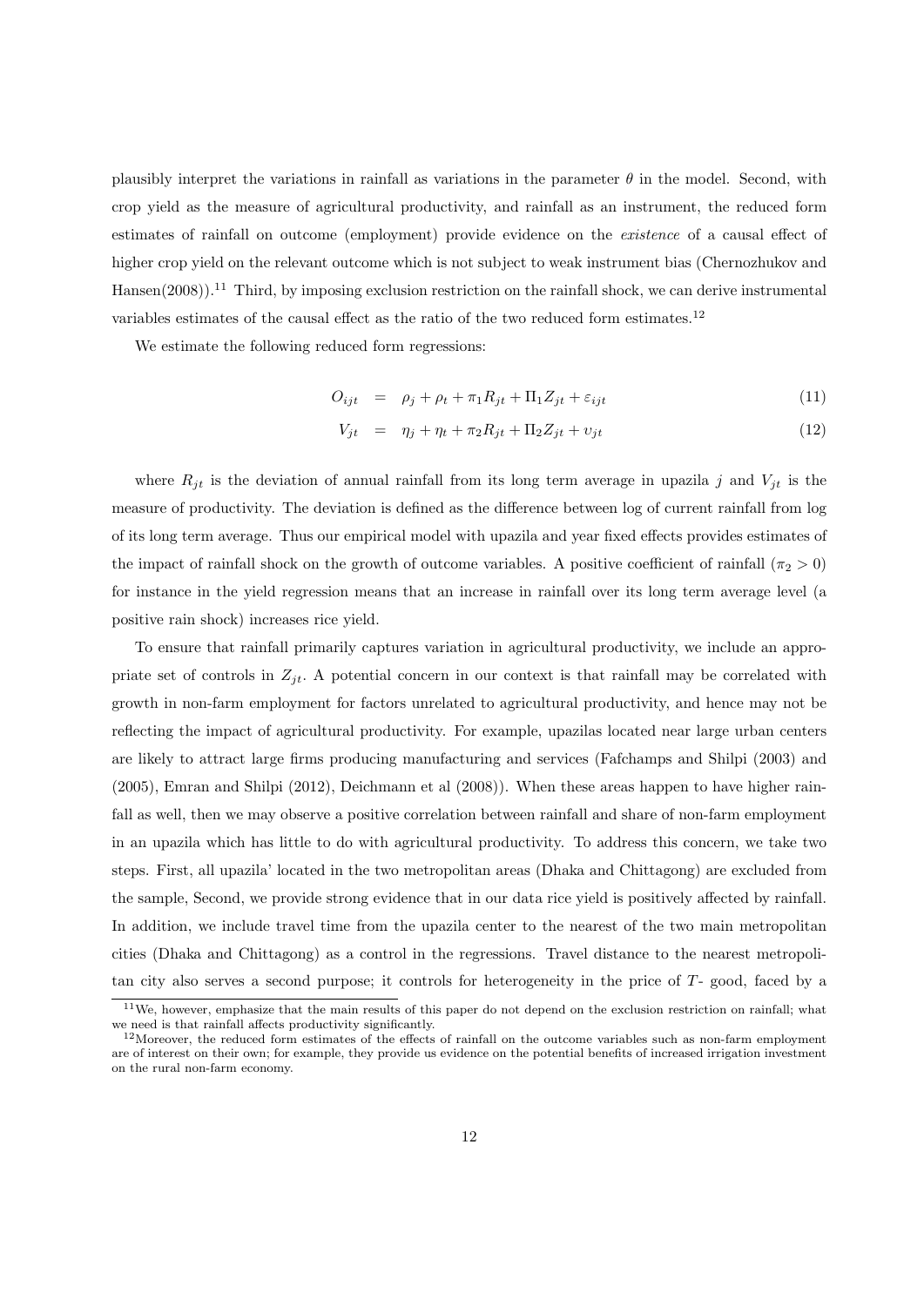plausibly interpret the variations in rainfall as variations in the parameter $\theta$ in the model. Second, with crop yield as the measure of agricultural productivity, and rainfall as an instrument, the reduced form estimates of rainfall on outcome (employment) provide evidence on the *existence* of a causal effect of higher crop yield on the relevant outcome which is not subject to weak instrument bias (Chernozhukov and Hansen(2008)).[11] Third, by imposing exclusion restriction on the rainfall shock, we can derive instrumental variables estimates of the causal effect as the ratio of the two reduced form estimates.[12]

We estimate the following reduced form regressions:

$$O_{ijt} = \rho_j + \rho_t + \pi_1 R_{jt} + \Pi_1 Z_{jt} + \varepsilon_{ijt} \tag{11}$$

$$V_{jt} = \eta_j + \eta_t + \pi_2 R_{jt} + \Pi_2 Z_{jt} + \upsilon_{jt} \tag{12}$$

where $R_{jt}$ is the deviation of annual rainfall from its long term average in upazila $j$ and $V_{jt}$ is the measure of productivity. The deviation is defined as the difference between log of current rainfall from log of its long term average. Thus our empirical model with upazila and year fixed effects provides estimates of the impact of rainfall shock on the growth of outcome variables. A positive coefficient of rainfall ($\pi_2 > 0$) for instance in the yield regression means that an increase in rainfall over its long term average level (a positive rain shock) increases rice yield.

To ensure that rainfall primarily captures variation in agricultural productivity, we include an appropriate set of controls in $Z_{jt}$. A potential concern in our context is that rainfall may be correlated with growth in non-farm employment for factors unrelated to agricultural productivity, and hence may not be reflecting the impact of agricultural productivity. For example, upazilas located near large urban centers are likely to attract large firms producing manufacturing and services (Fafchamps and Shilpi (2003) and (2005), Emran and Shilpi (2012), Deichmann et al (2008)). When these areas happen to have higher rainfall as well, then we may observe a positive correlation between rainfall and share of non-farm employment in an upazila which has little to do with agricultural productivity. To address this concern, we take two steps. First, all upazila' located in the two metropolitan areas (Dhaka and Chittagong) are excluded from the sample, Second, we provide strong evidence that in our data rice yield is positively affected by rainfall. In addition, we include travel time from the upazila center to the nearest of the two main metropolitan cities (Dhaka and Chittagong) as a control in the regressions. Travel distance to the nearest metropolitan city also serves a second purpose; it controls for heterogeneity in the price of $T$- good, faced by a

[11] We, however, emphasize that the main results of this paper do not depend on the exclusion restriction on rainfall; what we need is that rainfall affects productivity significantly.

[12] Moreover, the reduced form estimates of the effects of rainfall on the outcome variables such as non-farm employment are of interest on their own; for example, they provide us evidence on the potential benefits of increased irrigation investment on the rural non-farm economy.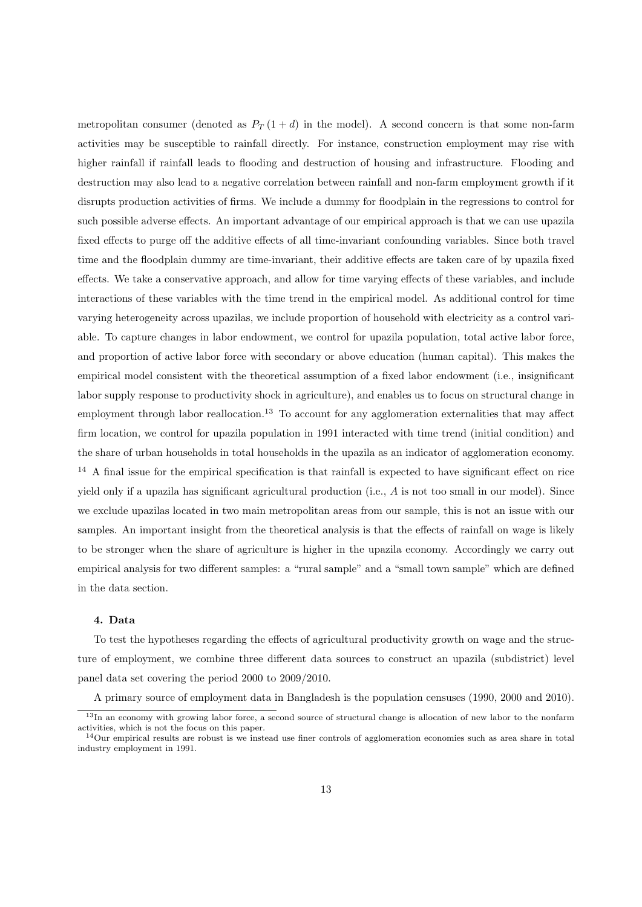metropolitan consumer (denoted as $P_T(1+d)$ in the model). A second concern is that some non-farm activities may be susceptible to rainfall directly. For instance, construction employment may rise with higher rainfall if rainfall leads to flooding and destruction of housing and infrastructure. Flooding and destruction may also lead to a negative correlation between rainfall and non-farm employment growth if it disrupts production activities of firms. We include a dummy for floodplain in the regressions to control for such possible adverse effects. An important advantage of our empirical approach is that we can use upazila fixed effects to purge off the additive effects of all time-invariant confounding variables. Since both travel time and the floodplain dummy are time-invariant, their additive effects are taken care of by upazila fixed effects. We take a conservative approach, and allow for time varying effects of these variables, and include interactions of these variables with the time trend in the empirical model. As additional control for time varying heterogeneity across upazilas, we include proportion of household with electricity as a control variable. To capture changes in labor endowment, we control for upazila population, total active labor force, and proportion of active labor force with secondary or above education (human capital). This makes the empirical model consistent with the theoretical assumption of a fixed labor endowment (i.e., insignificant labor supply response to productivity shock in agriculture), and enables us to focus on structural change in employment through labor reallocation.[13] To account for any agglomeration externalities that may affect firm location, we control for upazila population in 1991 interacted with time trend (initial condition) and the share of urban households in total households in the upazila as an indicator of agglomeration economy.[14] A final issue for the empirical specification is that rainfall is expected to have significant effect on rice yield only if a upazila has significant agricultural production (i.e., $A$ is not too small in our model). Since we exclude upazilas located in two main metropolitan areas from our sample, this is not an issue with our samples. An important insight from the theoretical analysis is that the effects of rainfall on wage is likely to be stronger when the share of agriculture is higher in the upazila economy. Accordingly we carry out empirical analysis for two different samples: a "rural sample" and a "small town sample" which are defined in the data section.

#### 4. Data

To test the hypotheses regarding the effects of agricultural productivity growth on wage and the structure of employment, we combine three different data sources to construct an upazila (subdistrict) level panel data set covering the period 2000 to 2009/2010.

A primary source of employment data in Bangladesh is the population censuses (1990, 2000 and 2010).

[13] In an economy with growing labor force, a second source of structural change is allocation of new labor to the nonfarm activities, which is not the focus on this paper.

[14] Our empirical results are robust is we instead use finer controls of agglomeration economies such as area share in total industry employment in 1991.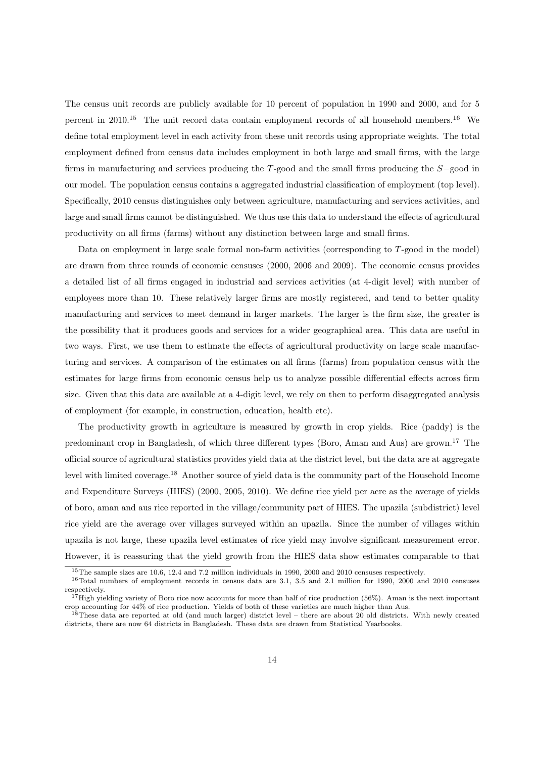The census unit records are publicly available for 10 percent of population in 1990 and 2000, and for 5 percent in 2010.[15] The unit record data contain employment records of all household members.[16] We define total employment level in each activity from these unit records using appropriate weights. The total employment defined from census data includes employment in both large and small firms, with the large firms in manufacturing and services producing the $T$-good and the small firms producing the $S-$good in our model. The population census contains a aggregated industrial classification of employment (top level). Specifically, 2010 census distinguishes only between agriculture, manufacturing and services activities, and large and small firms cannot be distinguished. We thus use this data to understand the effects of agricultural productivity on all firms (farms) without any distinction between large and small firms.

Data on employment in large scale formal non-farm activities (corresponding to $T$-good in the model) are drawn from three rounds of economic censuses (2000, 2006 and 2009). The economic census provides a detailed list of all firms engaged in industrial and services activities (at 4-digit level) with number of employees more than 10. These relatively larger firms are mostly registered, and tend to better quality manufacturing and services to meet demand in larger markets. The larger is the firm size, the greater is the possibility that it produces goods and services for a wider geographical area. This data are useful in two ways. First, we use them to estimate the effects of agricultural productivity on large scale manufacturing and services. A comparison of the estimates on all firms (farms) from population census with the estimates for large firms from economic census help us to analyze possible differential effects across firm size. Given that this data are available at a 4-digit level, we rely on then to perform disaggregated analysis of employment (for example, in construction, education, health etc).

The productivity growth in agriculture is measured by growth in crop yields. Rice (paddy) is the predominant crop in Bangladesh, of which three different types (Boro, Aman and Aus) are grown.[17] The official source of agricultural statistics provides yield data at the district level, but the data are at aggregate level with limited coverage.[18] Another source of yield data is the community part of the Household Income and Expenditure Surveys (HIES) (2000, 2005, 2010). We define rice yield per acre as the average of yields of boro, aman and aus rice reported in the village/community part of HIES. The upazila (subdistrict) level rice yield are the average over villages surveyed within an upazila. Since the number of villages within upazila is not large, these upazila level estimates of rice yield may involve significant measurement error. However, it is reassuring that the yield growth from the HIES data show estimates comparable to that

[15] The sample sizes are 10.6, 12.4 and 7.2 million individuals in 1990, 2000 and 2010 censuses respectively.

[16] Total numbers of employment records in census data are 3.1, 3.5 and 2.1 million for 1990, 2000 and 2010 censuses respectively.

[17] High yielding variety of Boro rice now accounts for more than half of rice production (56%). Aman is the next important crop accounting for 44% of rice production. Yields of both of these varieties are much higher than Aus.

[18] These data are reported at old (and much larger) district level – there are about 20 old districts. With newly created districts, there are now 64 districts in Bangladesh. These data are drawn from Statistical Yearbooks.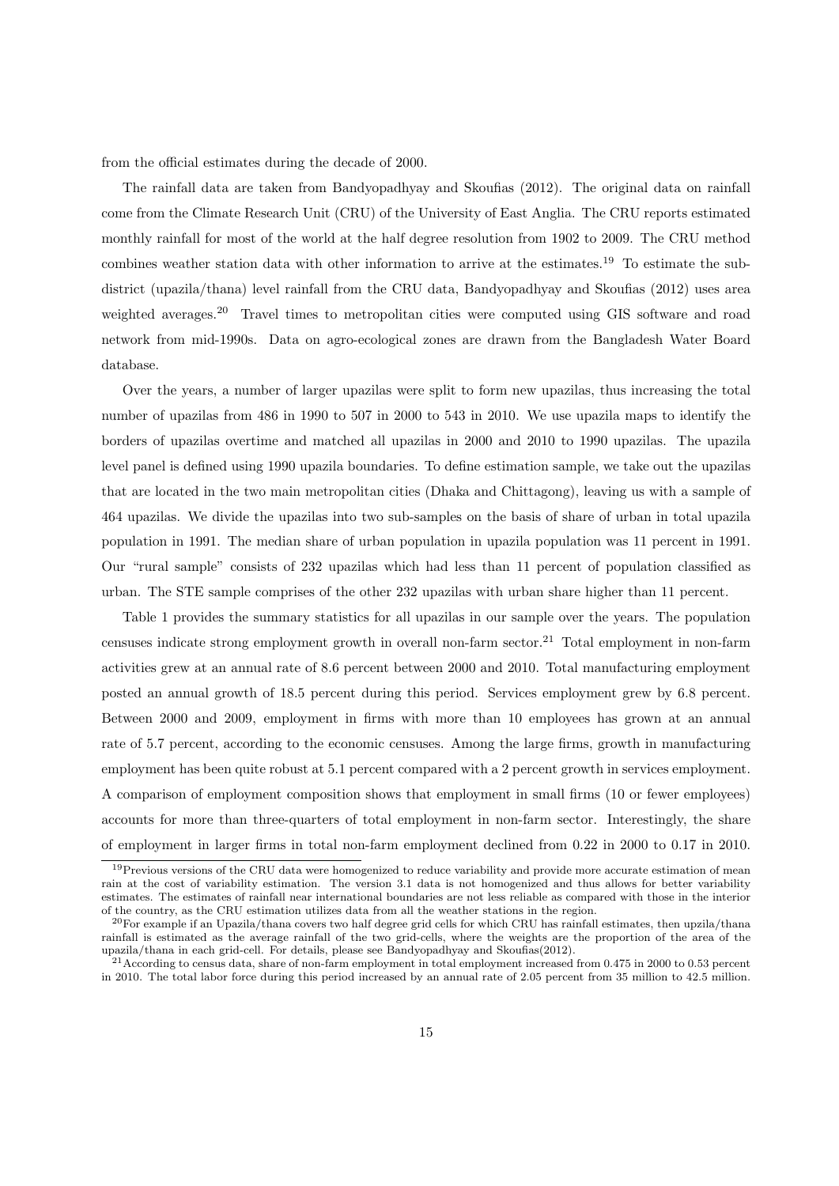from the official estimates during the decade of 2000.

The rainfall data are taken from Bandyopadhyay and Skoufias (2012). The original data on rainfall come from the Climate Research Unit (CRU) of the University of East Anglia. The CRU reports estimated monthly rainfall for most of the world at the half degree resolution from 1902 to 2009. The CRU method combines weather station data with other information to arrive at the estimates.[19] To estimate the sub-district (upazila/thana) level rainfall from the CRU data, Bandyopadhyay and Skoufias (2012) uses area weighted averages.[20] Travel times to metropolitan cities were computed using GIS software and road network from mid-1990s. Data on agro-ecological zones are drawn from the Bangladesh Water Board database.

Over the years, a number of larger upazilas were split to form new upazilas, thus increasing the total number of upazilas from 486 in 1990 to 507 in 2000 to 543 in 2010. We use upazila maps to identify the borders of upazilas overtime and matched all upazilas in 2000 and 2010 to 1990 upazilas. The upazila level panel is defined using 1990 upazila boundaries. To define estimation sample, we take out the upazilas that are located in the two main metropolitan cities (Dhaka and Chittagong), leaving us with a sample of 464 upazilas. We divide the upazilas into two sub-samples on the basis of share of urban in total upazila population in 1991. The median share of urban population in upazila population was 11 percent in 1991. Our "rural sample" consists of 232 upazilas which had less than 11 percent of population classified as urban. The STE sample comprises of the other 232 upazilas with urban share higher than 11 percent.

Table 1 provides the summary statistics for all upazilas in our sample over the years. The population censuses indicate strong employment growth in overall non-farm sector.[21] Total employment in non-farm activities grew at an annual rate of 8.6 percent between 2000 and 2010. Total manufacturing employment posted an annual growth of 18.5 percent during this period. Services employment grew by 6.8 percent. Between 2000 and 2009, employment in firms with more than 10 employees has grown at an annual rate of 5.7 percent, according to the economic censuses. Among the large firms, growth in manufacturing employment has been quite robust at 5.1 percent compared with a 2 percent growth in services employment. A comparison of employment composition shows that employment in small firms (10 or fewer employees) accounts for more than three-quarters of total employment in non-farm sector. Interestingly, the share of employment in larger firms in total non-farm employment declined from 0.22 in 2000 to 0.17 in 2010.

[19] Previous versions of the CRU data were homogenized to reduce variability and provide more accurate estimation of mean rain at the cost of variability estimation. The version 3.1 data is not homogenized and thus allows for better variability estimates. The estimates of rainfall near international boundaries are not less reliable as compared with those in the interior of the country, as the CRU estimation utilizes data from all the weather stations in the region.

[20] For example if an Upazila/thana covers two half degree grid cells for which CRU has rainfall estimates, then upzila/thana rainfall is estimated as the average rainfall of the two grid-cells, where the weights are the proportion of the area of the upazila/thana in each grid-cell. For details, please see Bandyopadhyay and Skoufias(2012).

[21] According to census data, share of non-farm employment in total employment increased from 0.475 in 2000 to 0.53 percent in 2010. The total labor force during this period increased by an annual rate of 2.05 percent from 35 million to 42.5 million.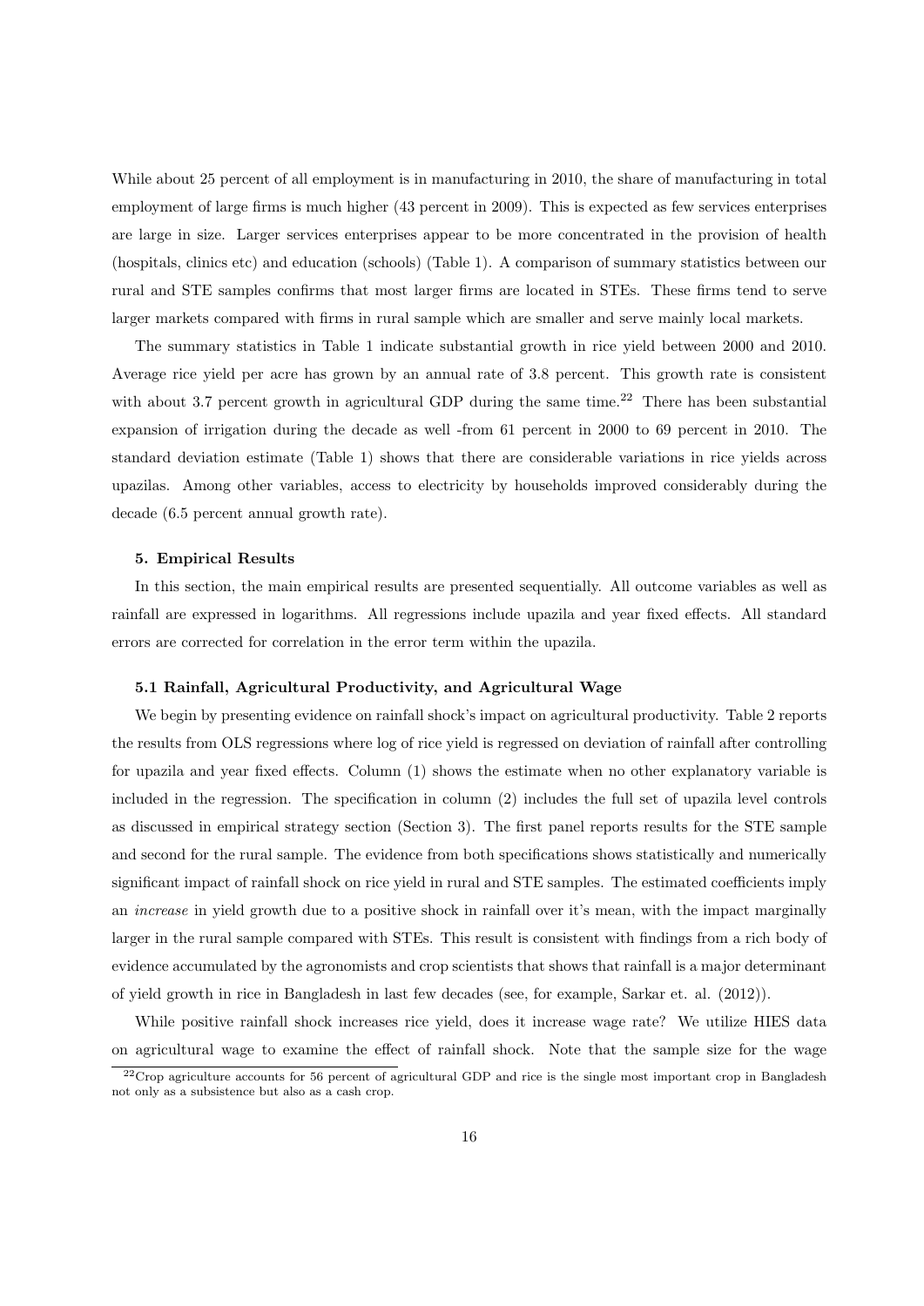While about 25 percent of all employment is in manufacturing in 2010, the share of manufacturing in total employment of large firms is much higher (43 percent in 2009). This is expected as few services enterprises are large in size. Larger services enterprises appear to be more concentrated in the provision of health (hospitals, clinics etc) and education (schools) (Table 1). A comparison of summary statistics between our rural and STE samples confirms that most larger firms are located in STEs. These firms tend to serve larger markets compared with firms in rural sample which are smaller and serve mainly local markets.

The summary statistics in Table 1 indicate substantial growth in rice yield between 2000 and 2010. Average rice yield per acre has grown by an annual rate of 3.8 percent. This growth rate is consistent with about 3.7 percent growth in agricultural GDP during the same time.[22] There has been substantial expansion of irrigation during the decade as well -from 61 percent in 2000 to 69 percent in 2010. The standard deviation estimate (Table 1) shows that there are considerable variations in rice yields across upazilas. Among other variables, access to electricity by households improved considerably during the decade (6.5 percent annual growth rate).

### 5. Empirical Results

In this section, the main empirical results are presented sequentially. All outcome variables as well as rainfall are expressed in logarithms. All regressions include upazila and year fixed effects. All standard errors are corrected for correlation in the error term within the upazila.

#### 5.1 Rainfall, Agricultural Productivity, and Agricultural Wage

We begin by presenting evidence on rainfall shock's impact on agricultural productivity. Table 2 reports the results from OLS regressions where log of rice yield is regressed on deviation of rainfall after controlling for upazila and year fixed effects. Column (1) shows the estimate when no other explanatory variable is included in the regression. The specification in column (2) includes the full set of upazila level controls as discussed in empirical strategy section (Section 3). The first panel reports results for the STE sample and second for the rural sample. The evidence from both specifications shows statistically and numerically significant impact of rainfall shock on rice yield in rural and STE samples. The estimated coefficients imply an *increase* in yield growth due to a positive shock in rainfall over it's mean, with the impact marginally larger in the rural sample compared with STEs. This result is consistent with findings from a rich body of evidence accumulated by the agronomists and crop scientists that shows that rainfall is a major determinant of yield growth in rice in Bangladesh in last few decades (see, for example, Sarkar et. al. (2012)).

While positive rainfall shock increases rice yield, does it increase wage rate? We utilize HIES data on agricultural wage to examine the effect of rainfall shock. Note that the sample size for the wage

[22] Crop agriculture accounts for 56 percent of agricultural GDP and rice is the single most important crop in Bangladesh not only as a subsistence but also as a cash crop.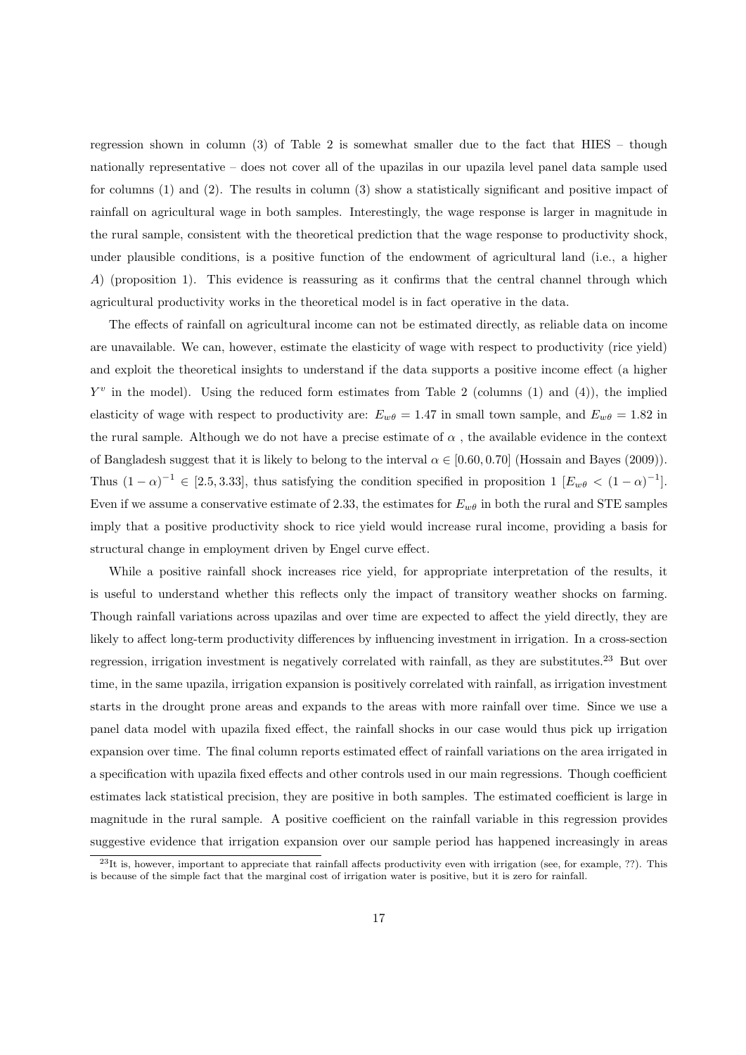regression shown in column (3) of Table 2 is somewhat smaller due to the fact that HIES – though nationally representative – does not cover all of the upazilas in our upazila level panel data sample used for columns (1) and (2). The results in column (3) show a statistically significant and positive impact of rainfall on agricultural wage in both samples. Interestingly, the wage response is larger in magnitude in the rural sample, consistent with the theoretical prediction that the wage response to productivity shock, under plausible conditions, is a positive function of the endowment of agricultural land (i.e., a higher $A$) (proposition 1). This evidence is reassuring as it confirms that the central channel through which agricultural productivity works in the theoretical model is in fact operative in the data.

The effects of rainfall on agricultural income can not be estimated directly, as reliable data on income are unavailable. We can, however, estimate the elasticity of wage with respect to productivity (rice yield) and exploit the theoretical insights to understand if the data supports a positive income effect (a higher $Y^v$ in the model). Using the reduced form estimates from Table 2 (columns (1) and (4)), the implied elasticity of wage with respect to productivity are: $E_{w\theta} = 1.47$ in small town sample, and $E_{w\theta} = 1.82$ in the rural sample. Although we do not have a precise estimate of $\alpha$ , the available evidence in the context of Bangladesh suggest that it is likely to belong to the interval $\alpha \in [0.60, 0.70]$ (Hossain and Bayes (2009)). Thus $(1-\alpha)^{-1} \in [2.5, 3.33]$, thus satisfying the condition specified in proposition 1 $[E_{w\theta} < (1-\alpha)^{-1}]$. Even if we assume a conservative estimate of 2.33, the estimates for $E_{w\theta}$ in both the rural and STE samples imply that a positive productivity shock to rice yield would increase rural income, providing a basis for structural change in employment driven by Engel curve effect.

While a positive rainfall shock increases rice yield, for appropriate interpretation of the results, it is useful to understand whether this reflects only the impact of transitory weather shocks on farming. Though rainfall variations across upazilas and over time are expected to affect the yield directly, they are likely to affect long-term productivity differences by influencing investment in irrigation. In a cross-section regression, irrigation investment is negatively correlated with rainfall, as they are substitutes.[23] But over time, in the same upazila, irrigation expansion is positively correlated with rainfall, as irrigation investment starts in the drought prone areas and expands to the areas with more rainfall over time. Since we use a panel data model with upazila fixed effect, the rainfall shocks in our case would thus pick up irrigation expansion over time. The final column reports estimated effect of rainfall variations on the area irrigated in a specification with upazila fixed effects and other controls used in our main regressions. Though coefficient estimates lack statistical precision, they are positive in both samples. The estimated coefficient is large in magnitude in the rural sample. A positive coefficient on the rainfall variable in this regression provides suggestive evidence that irrigation expansion over our sample period has happened increasingly in areas

[23] It is, however, important to appreciate that rainfall affects productivity even with irrigation (see, for example, ??). This is because of the simple fact that the marginal cost of irrigation water is positive, but it is zero for rainfall.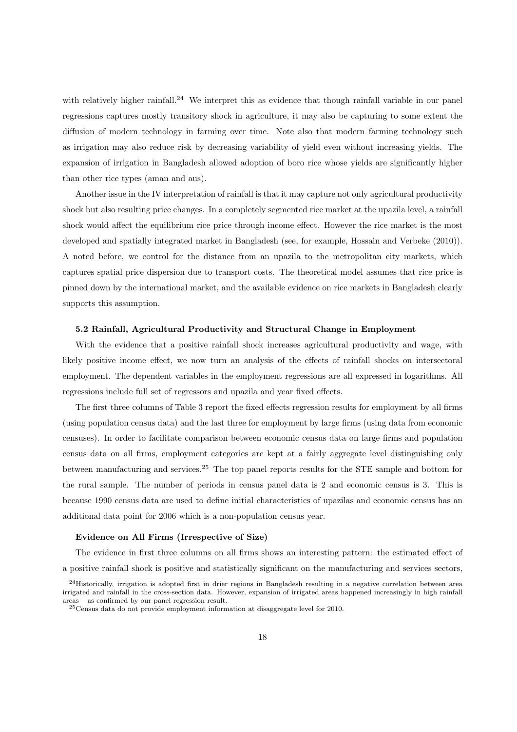with relatively higher rainfall.[24] We interpret this as evidence that though rainfall variable in our panel regressions captures mostly transitory shock in agriculture, it may also be capturing to some extent the diffusion of modern technology in farming over time. Note also that modern farming technology such as irrigation may also reduce risk by decreasing variability of yield even without increasing yields. The expansion of irrigation in Bangladesh allowed adoption of boro rice whose yields are significantly higher than other rice types (aman and aus).

Another issue in the IV interpretation of rainfall is that it may capture not only agricultural productivity shock but also resulting price changes. In a completely segmented rice market at the upazila level, a rainfall shock would affect the equilibrium rice price through income effect. However the rice market is the most developed and spatially integrated market in Bangladesh (see, for example, Hossain and Verbeke (2010)). A noted before, we control for the distance from an upazila to the metropolitan city markets, which captures spatial price dispersion due to transport costs. The theoretical model assumes that rice price is pinned down by the international market, and the available evidence on rice markets in Bangladesh clearly supports this assumption.

### 5.2 Rainfall, Agricultural Productivity and Structural Change in Employment

With the evidence that a positive rainfall shock increases agricultural productivity and wage, with likely positive income effect, we now turn an analysis of the effects of rainfall shocks on intersectoral employment. The dependent variables in the employment regressions are all expressed in logarithms. All regressions include full set of regressors and upazila and year fixed effects.

The first three columns of Table 3 report the fixed effects regression results for employment by all firms (using population census data) and the last three for employment by large firms (using data from economic censuses). In order to facilitate comparison between economic census data on large firms and population census data on all firms, employment categories are kept at a fairly aggregate level distinguishing only between manufacturing and services.[25] The top panel reports results for the STE sample and bottom for the rural sample. The number of periods in census panel data is 2 and economic census is 3. This is because 1990 census data are used to define initial characteristics of upazilas and economic census has an additional data point for 2006 which is a non-population census year.

#### Evidence on All Firms (Irrespective of Size)

The evidence in first three columns on all firms shows an interesting pattern: the estimated effect of a positive rainfall shock is positive and statistically significant on the manufacturing and services sectors,

[24] Historically, irrigation is adopted first in drier regions in Bangladesh resulting in a negative correlation between area irrigated and rainfall in the cross-section data. However, expansion of irrigated areas happened increasingly in high rainfall areas – as confirmed by our panel regression result.

[25] Census data do not provide employment information at disaggregate level for 2010.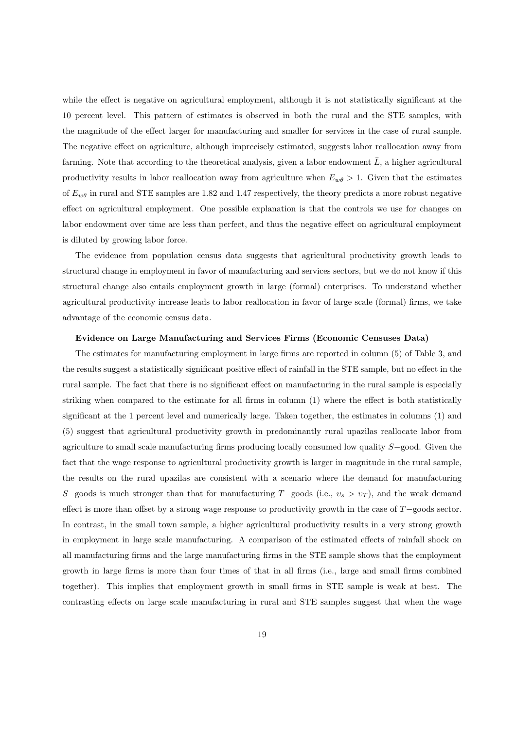while the effect is negative on agricultural employment, although it is not statistically significant at the 10 percent level. This pattern of estimates is observed in both the rural and the STE samples, with the magnitude of the effect larger for manufacturing and smaller for services in the case of rural sample. The negative effect on agriculture, although imprecisely estimated, suggests labor reallocation away from farming. Note that according to the theoretical analysis, given a labor endowment $\bar{L}$, a higher agricultural productivity results in labor reallocation away from agriculture when $E_{w\theta} > 1$. Given that the estimates of $E_{w\theta}$ in rural and STE samples are 1.82 and 1.47 respectively, the theory predicts a more robust negative effect on agricultural employment. One possible explanation is that the controls we use for changes on labor endowment over time are less than perfect, and thus the negative effect on agricultural employment is diluted by growing labor force.

The evidence from population census data suggests that agricultural productivity growth leads to structural change in employment in favor of manufacturing and services sectors, but we do not know if this structural change also entails employment growth in large (formal) enterprises. To understand whether agricultural productivity increase leads to labor reallocation in favor of large scale (formal) firms, we take advantage of the economic census data.

**Evidence on Large Manufacturing and Services Firms (Economic Censuses Data)**

The estimates for manufacturing employment in large firms are reported in column (5) of Table 3, and the results suggest a statistically significant positive effect of rainfall in the STE sample, but no effect in the rural sample. The fact that there is no significant effect on manufacturing in the rural sample is especially striking when compared to the estimate for all firms in column (1) where the effect is both statistically significant at the 1 percent level and numerically large. Taken together, the estimates in columns (1) and (5) suggest that agricultural productivity growth in predominantly rural upazilas reallocate labor from agriculture to small scale manufacturing firms producing locally consumed low quality $S-$good. Given the fact that the wage response to agricultural productivity growth is larger in magnitude in the rural sample, the results on the rural upazilas are consistent with a scenario where the demand for manufacturing $S-$goods is much stronger than that for manufacturing $T-$goods (i.e., $\upsilon_s > \upsilon_T$), and the weak demand effect is more than offset by a strong wage response to productivity growth in the case of $T-$goods sector. In contrast, in the small town sample, a higher agricultural productivity results in a very strong growth in employment in large scale manufacturing. A comparison of the estimated effects of rainfall shock on all manufacturing firms and the large manufacturing firms in the STE sample shows that the employment growth in large firms is more than four times of that in all firms (i.e., large and small firms combined together). This implies that employment growth in small firms in STE sample is weak at best. The contrasting effects on large scale manufacturing in rural and STE samples suggest that when the wage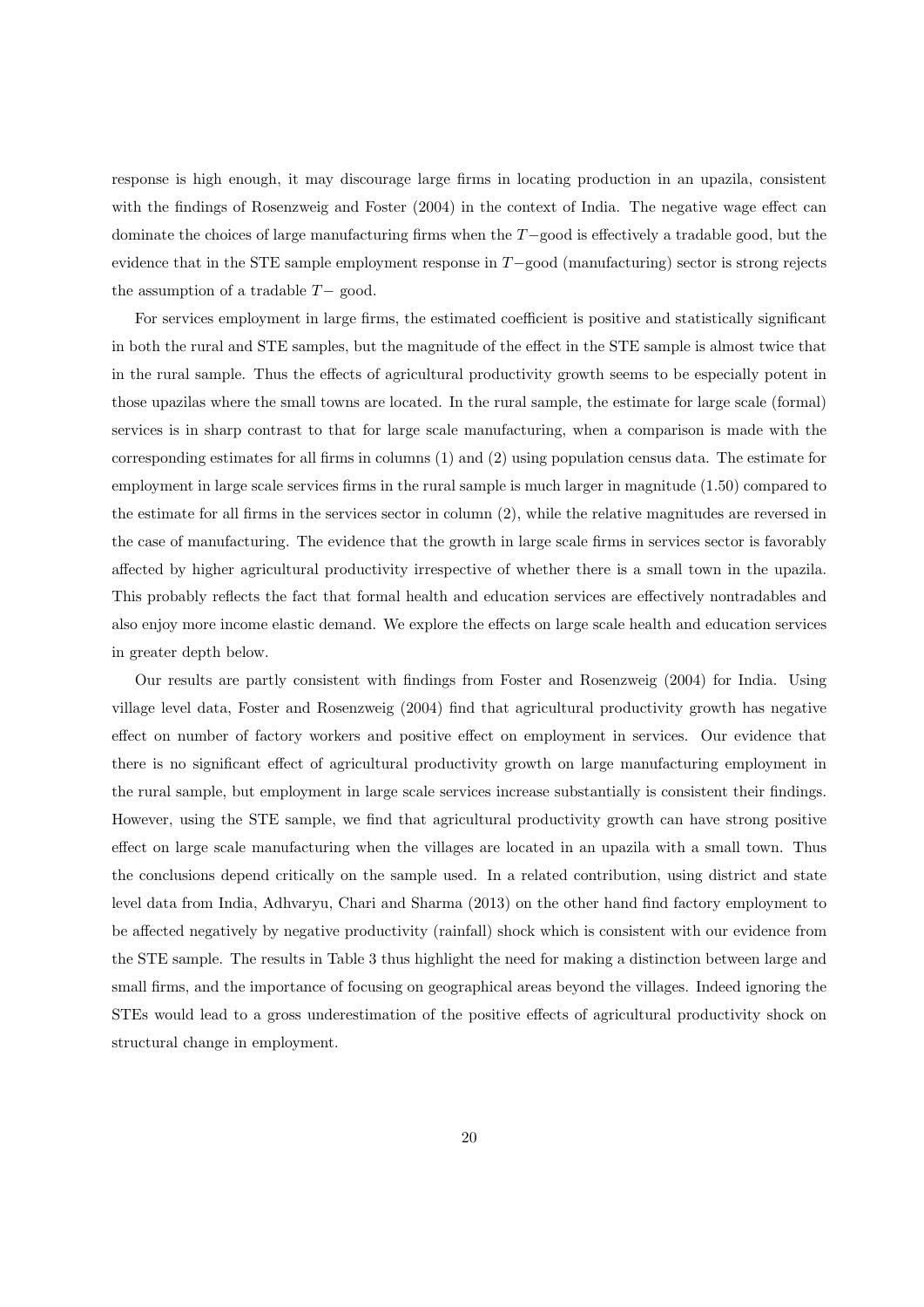response is high enough, it may discourage large firms in locating production in an upazila, consistent with the findings of Rosenzweig and Foster (2004) in the context of India. The negative wage effect can dominate the choices of large manufacturing firms when the $T-$good is effectively a tradable good, but the evidence that in the STE sample employment response in $T-$good (manufacturing) sector is strong rejects the assumption of a tradable $T-$ good.

For services employment in large firms, the estimated coefficient is positive and statistically significant in both the rural and STE samples, but the magnitude of the effect in the STE sample is almost twice that in the rural sample. Thus the effects of agricultural productivity growth seems to be especially potent in those upazilas where the small towns are located. In the rural sample, the estimate for large scale (formal) services is in sharp contrast to that for large scale manufacturing, when a comparison is made with the corresponding estimates for all firms in columns (1) and (2) using population census data. The estimate for employment in large scale services firms in the rural sample is much larger in magnitude (1.50) compared to the estimate for all firms in the services sector in column (2), while the relative magnitudes are reversed in the case of manufacturing. The evidence that the growth in large scale firms in services sector is favorably affected by higher agricultural productivity irrespective of whether there is a small town in the upazila. This probably reflects the fact that formal health and education services are effectively nontradables and also enjoy more income elastic demand. We explore the effects on large scale health and education services in greater depth below.

Our results are partly consistent with findings from Foster and Rosenzweig (2004) for India. Using village level data, Foster and Rosenzweig (2004) find that agricultural productivity growth has negative effect on number of factory workers and positive effect on employment in services. Our evidence that there is no significant effect of agricultural productivity growth on large manufacturing employment in the rural sample, but employment in large scale services increase substantially is consistent their findings. However, using the STE sample, we find that agricultural productivity growth can have strong positive effect on large scale manufacturing when the villages are located in an upazila with a small town. Thus the conclusions depend critically on the sample used. In a related contribution, using district and state level data from India, Adhvaryu, Chari and Sharma (2013) on the other hand find factory employment to be affected negatively by negative productivity (rainfall) shock which is consistent with our evidence from the STE sample. The results in Table 3 thus highlight the need for making a distinction between large and small firms, and the importance of focusing on geographical areas beyond the villages. Indeed ignoring the STEs would lead to a gross underestimation of the positive effects of agricultural productivity shock on structural change in employment.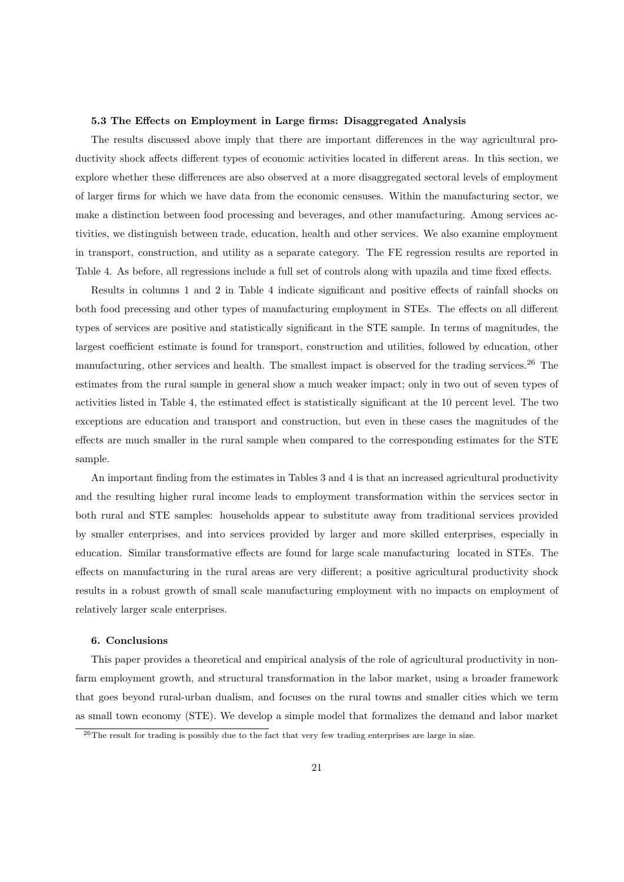### 5.3 The Effects on Employment in Large firms: Disaggregated Analysis

The results discussed above imply that there are important differences in the way agricultural productivity shock affects different types of economic activities located in different areas. In this section, we explore whether these differences are also observed at a more disaggregated sectoral levels of employment of larger firms for which we have data from the economic censuses. Within the manufacturing sector, we make a distinction between food processing and beverages, and other manufacturing. Among services activities, we distinguish between trade, education, health and other services. We also examine employment in transport, construction, and utility as a separate category. The FE regression results are reported in Table 4. As before, all regressions include a full set of controls along with upazila and time fixed effects.

Results in columns 1 and 2 in Table 4 indicate significant and positive effects of rainfall shocks on both food precessing and other types of manufacturing employment in STEs. The effects on all different types of services are positive and statistically significant in the STE sample. In terms of magnitudes, the largest coefficient estimate is found for transport, construction and utilities, followed by education, other manufacturing, other services and health. The smallest impact is observed for the trading services.[26] The estimates from the rural sample in general show a much weaker impact; only in two out of seven types of activities listed in Table 4, the estimated effect is statistically significant at the 10 percent level. The two exceptions are education and transport and construction, but even in these cases the magnitudes of the effects are much smaller in the rural sample when compared to the corresponding estimates for the STE sample.

An important finding from the estimates in Tables 3 and 4 is that an increased agricultural productivity and the resulting higher rural income leads to employment transformation within the services sector in both rural and STE samples: households appear to substitute away from traditional services provided by smaller enterprises, and into services provided by larger and more skilled enterprises, especially in education. Similar transformative effects are found for large scale manufacturing located in STEs. The effects on manufacturing in the rural areas are very different; a positive agricultural productivity shock results in a robust growth of small scale manufacturing employment with no impacts on employment of relatively larger scale enterprises.

### 6. Conclusions

This paper provides a theoretical and empirical analysis of the role of agricultural productivity in non-farm employment growth, and structural transformation in the labor market, using a broader framework that goes beyond rural-urban dualism, and focuses on the rural towns and smaller cities which we term as small town economy (STE). We develop a simple model that formalizes the demand and labor market

[26] The result for trading is possibly due to the fact that very few trading enterprises are large in size.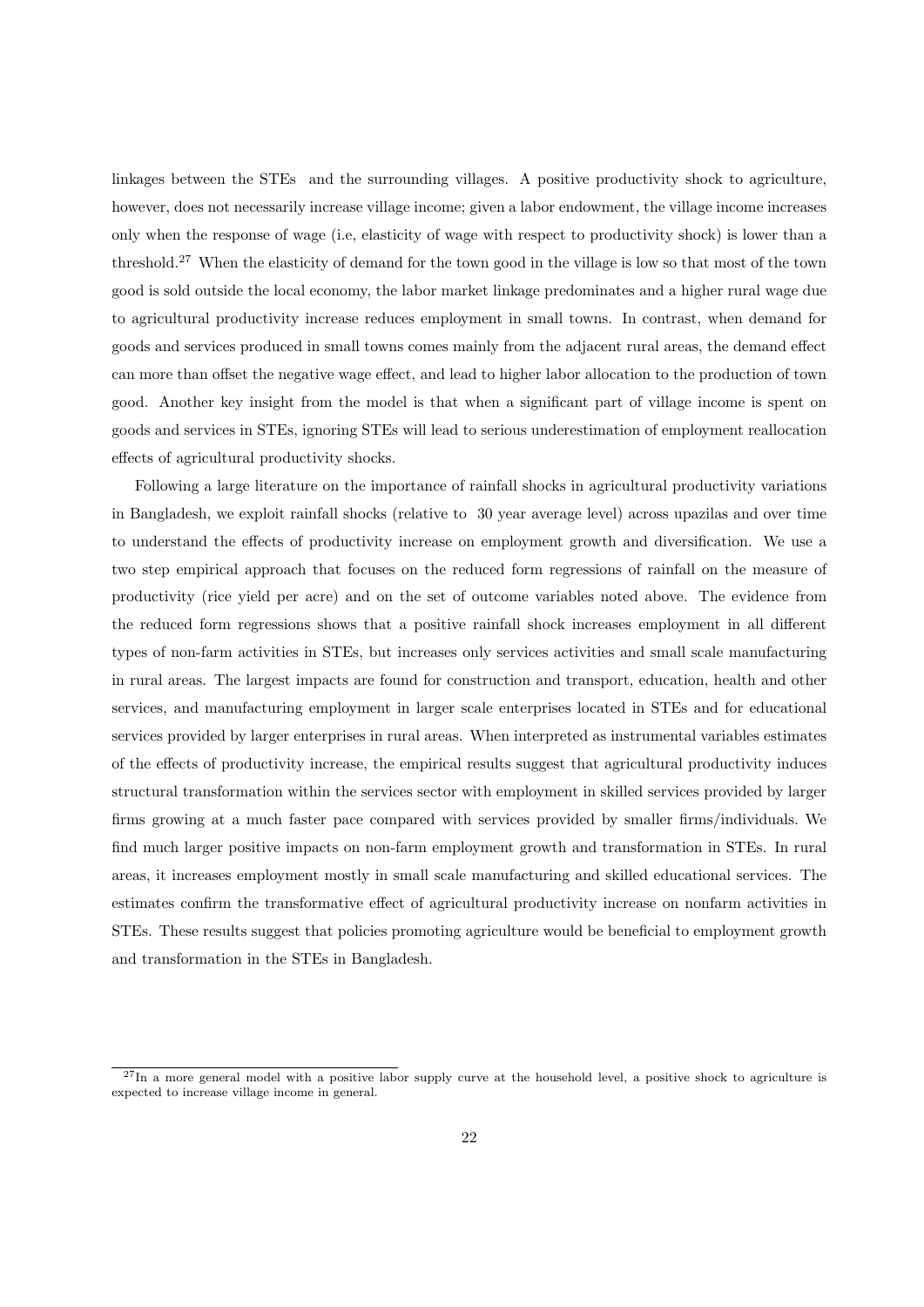linkages between the STEs and the surrounding villages. A positive productivity shock to agriculture, however, does not necessarily increase village income; given a labor endowment, the village income increases only when the response of wage (i.e, elasticity of wage with respect to productivity shock) is lower than a threshold.[27] When the elasticity of demand for the town good in the village is low so that most of the town good is sold outside the local economy, the labor market linkage predominates and a higher rural wage due to agricultural productivity increase reduces employment in small towns. In contrast, when demand for goods and services produced in small towns comes mainly from the adjacent rural areas, the demand effect can more than offset the negative wage effect, and lead to higher labor allocation to the production of town good. Another key insight from the model is that when a significant part of village income is spent on goods and services in STEs, ignoring STEs will lead to serious underestimation of employment reallocation effects of agricultural productivity shocks.

Following a large literature on the importance of rainfall shocks in agricultural productivity variations in Bangladesh, we exploit rainfall shocks (relative to 30 year average level) across upazilas and over time to understand the effects of productivity increase on employment growth and diversification. We use a two step empirical approach that focuses on the reduced form regressions of rainfall on the measure of productivity (rice yield per acre) and on the set of outcome variables noted above. The evidence from the reduced form regressions shows that a positive rainfall shock increases employment in all different types of non-farm activities in STEs, but increases only services activities and small scale manufacturing in rural areas. The largest impacts are found for construction and transport, education, health and other services, and manufacturing employment in larger scale enterprises located in STEs and for educational services provided by larger enterprises in rural areas. When interpreted as instrumental variables estimates of the effects of productivity increase, the empirical results suggest that agricultural productivity induces structural transformation within the services sector with employment in skilled services provided by larger firms growing at a much faster pace compared with services provided by smaller firms/individuals. We find much larger positive impacts on non-farm employment growth and transformation in STEs. In rural areas, it increases employment mostly in small scale manufacturing and skilled educational services. The estimates confirm the transformative effect of agricultural productivity increase on nonfarm activities in STEs. These results suggest that policies promoting agriculture would be beneficial to employment growth and transformation in the STEs in Bangladesh.

[27] In a more general model with a positive labor supply curve at the household level, a positive shock to agriculture is expected to increase village income in general.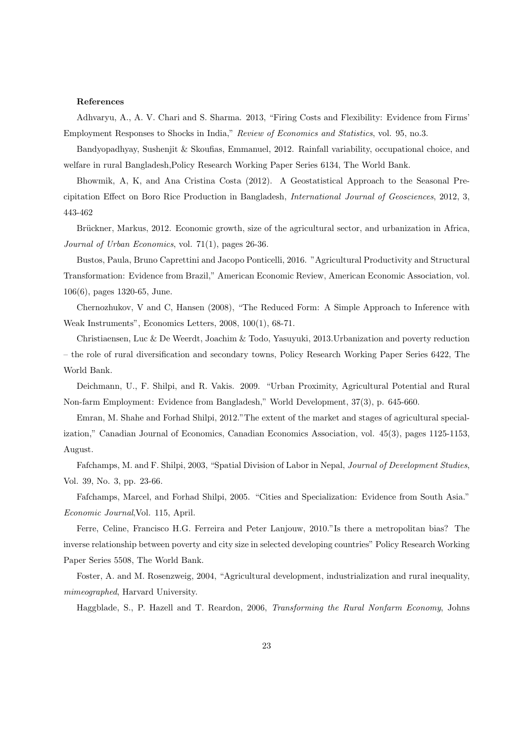**References**

Adhvaryu, A., A. V. Chari and S. Sharma. 2013, "Firing Costs and Flexibility: Evidence from Firms' Employment Responses to Shocks in India," *Review of Economics and Statistics*, vol. 95, no.3.

Bandyopadhyay, Sushenjit & Skoufias, Emmanuel, 2012. Rainfall variability, occupational choice, and welfare in rural Bangladesh,Policy Research Working Paper Series 6134, The World Bank.

Bhowmik, A, K, and Ana Cristina Costa (2012). A Geostatistical Approach to the Seasonal Precipitation Effect on Boro Rice Production in Bangladesh, *International Journal of Geosciences*, 2012, 3, 443-462

Brückner, Markus, 2012. Economic growth, size of the agricultural sector, and urbanization in Africa, *Journal of Urban Economics*, vol. 71(1), pages 26-36.

Bustos, Paula, Bruno Caprettini and Jacopo Ponticelli, 2016. "Agricultural Productivity and Structural Transformation: Evidence from Brazil," American Economic Review, American Economic Association, vol. 106(6), pages 1320-65, June.

Chernozhukov, V and C, Hansen (2008), "The Reduced Form: A Simple Approach to Inference with Weak Instruments", Economics Letters, 2008, 100(1), 68-71.

Christiaensen, Luc & De Weerdt, Joachim & Todo, Yasuyuki, 2013.Urbanization and poverty reduction – the role of rural diversification and secondary towns, Policy Research Working Paper Series 6422, The World Bank.

Deichmann, U., F. Shilpi, and R. Vakis. 2009. "Urban Proximity, Agricultural Potential and Rural Non-farm Employment: Evidence from Bangladesh," World Development, 37(3), p. 645-660.

Emran, M. Shahe and Forhad Shilpi, 2012."The extent of the market and stages of agricultural specialization," Canadian Journal of Economics, Canadian Economics Association, vol. 45(3), pages 1125-1153, August.

Fafchamps, M. and F. Shilpi, 2003, "Spatial Division of Labor in Nepal, *Journal of Development Studies*, Vol. 39, No. 3, pp. 23-66.

Fafchamps, Marcel, and Forhad Shilpi, 2005. "Cities and Specialization: Evidence from South Asia." *Economic Journal*,Vol. 115, April.

Ferre, Celine, Francisco H.G. Ferreira and Peter Lanjouw, 2010."Is there a metropolitan bias? The inverse relationship between poverty and city size in selected developing countries" Policy Research Working Paper Series 5508, The World Bank.

Foster, A. and M. Rosenzweig, 2004, "Agricultural development, industrialization and rural inequality, *mimeographed*, Harvard University.

Haggblade, S., P. Hazell and T. Reardon, 2006, *Transforming the Rural Nonfarm Economy*, Johns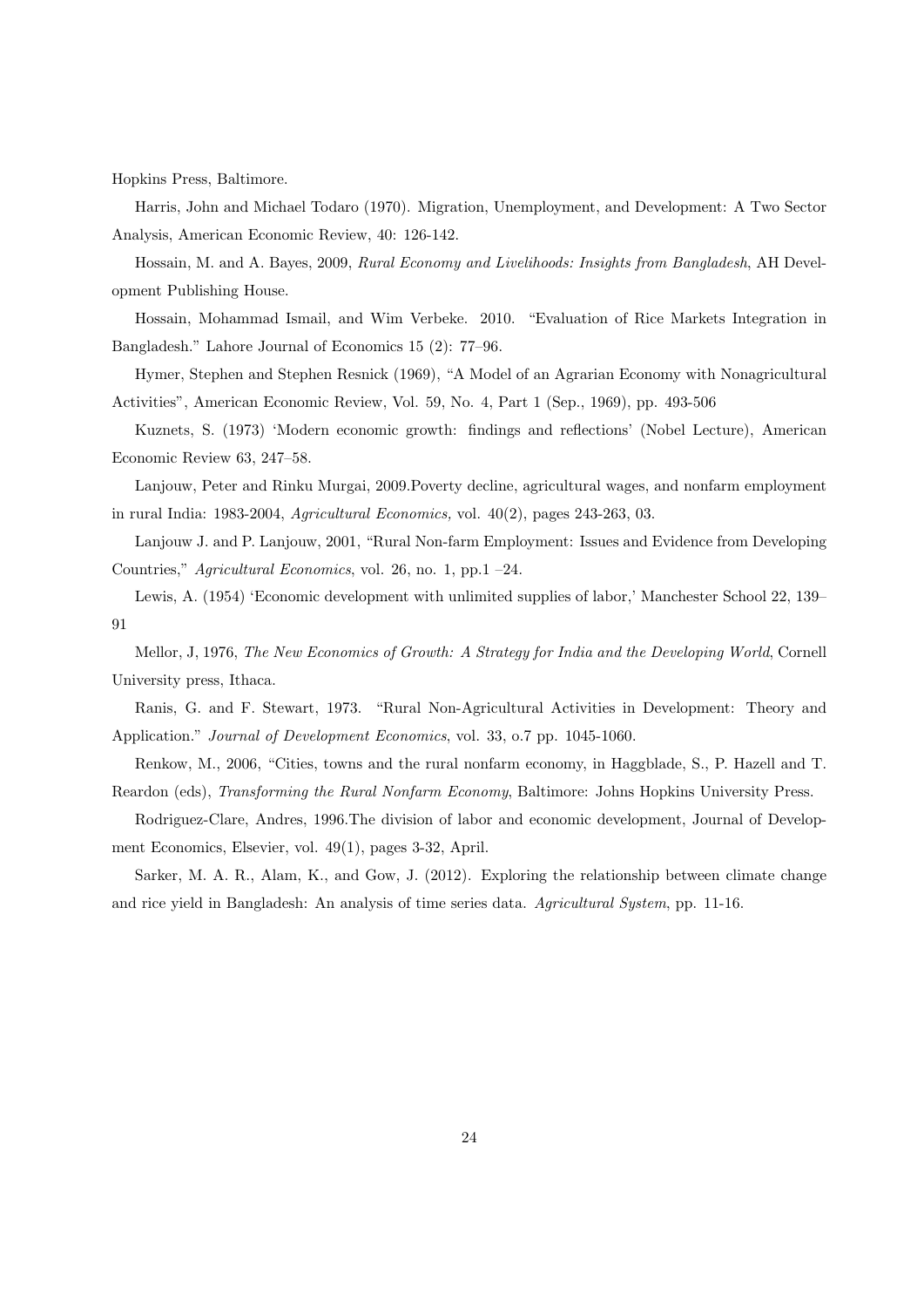Hopkins Press, Baltimore.

Harris, John and Michael Todaro (1970). Migration, Unemployment, and Development: A Two Sector Analysis, American Economic Review, 40: 126-142.

Hossain, M. and A. Bayes, 2009, *Rural Economy and Livelihoods: Insights from Bangladesh*, AH Development Publishing House.

Hossain, Mohammad Ismail, and Wim Verbeke. 2010. "Evaluation of Rice Markets Integration in Bangladesh." Lahore Journal of Economics 15 (2): 77–96.

Hymer, Stephen and Stephen Resnick (1969), "A Model of an Agrarian Economy with Nonagricultural Activities", American Economic Review, Vol. 59, No. 4, Part 1 (Sep., 1969), pp. 493-506

Kuznets, S. (1973) 'Modern economic growth: findings and reflections' (Nobel Lecture), American Economic Review 63, 247–58.

Lanjouw, Peter and Rinku Murgai, 2009.Poverty decline, agricultural wages, and nonfarm employment in rural India: 1983-2004, *Agricultural Economics,* vol. 40(2), pages 243-263, 03.

Lanjouw J. and P. Lanjouw, 2001, "Rural Non-farm Employment: Issues and Evidence from Developing Countries," *Agricultural Economics*, vol. 26, no. 1, pp.1 –24.

Lewis, A. (1954) 'Economic development with unlimited supplies of labor,' Manchester School 22, 139–91

Mellor, J, 1976, *The New Economics of Growth: A Strategy for India and the Developing World*, Cornell University press, Ithaca.

Ranis, G. and F. Stewart, 1973. "Rural Non-Agricultural Activities in Development: Theory and Application." *Journal of Development Economics*, vol. 33, o.7 pp. 1045-1060.

Renkow, M., 2006, "Cities, towns and the rural nonfarm economy, in Haggblade, S., P. Hazell and T. Reardon (eds), *Transforming the Rural Nonfarm Economy*, Baltimore: Johns Hopkins University Press.

Rodriguez-Clare, Andres, 1996.The division of labor and economic development, Journal of Development Economics, Elsevier, vol. 49(1), pages 3-32, April.

Sarker, M. A. R., Alam, K., and Gow, J. (2012). Exploring the relationship between climate change and rice yield in Bangladesh: An analysis of time series data. *Agricultural System*, pp. 11-16.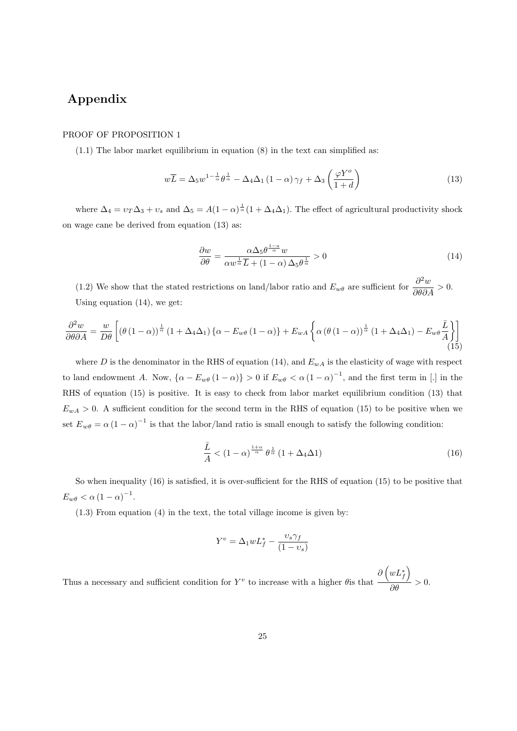# Appendix

PROOF OF PROPOSITION 1

(1.1) The labor market equilibrium in equation (8) in the text can simplified as:

$$w\overline{L} = \Delta_5 w^{1-\frac{1}{\alpha}} \theta^{\frac{1}{\alpha}} - \Delta_4 \Delta_1 (1-\alpha) \gamma_f + \Delta_3 \left( \frac{\varphi Y^o}{1+d} \right) \tag{13}$$

where $\Delta_4 = \upsilon_T \Delta_3 + \upsilon_s$ and $\Delta_5 = A(1-\alpha)^{\frac{1}{\alpha}}(1+\Delta_4\Delta_1)$. The effect of agricultural productivity shock on wage cane be derived from equation (13) as:

$$\frac{\partial w}{\partial \theta} = \frac{\alpha \Delta_5 \theta^{\frac{1-a}{\alpha}} w}{\alpha w^{\frac{1}{\alpha}} \overline{L} + (1-\alpha) \Delta_5 \theta^{\frac{1}{\alpha}}} > 0 \tag{14}$$

(1.2) We show that the stated restrictions on land/labor ratio and $E_{w\theta}$ are sufficient for $\dfrac{\partial^2 w}{\partial \theta \partial A} > 0$. Using equation (14), we get:

$$\frac{\partial^2 w}{\partial \theta \partial A} = \frac{w}{D\theta} \left[ \left(\theta (1-\alpha)\right)^{\frac{1}{\alpha}} (1+\Delta_4\Delta_1) \left\{ \alpha - E_{w\theta} (1-\alpha) \right\} + E_{wA} \left\{ \alpha \left(\theta (1-\alpha)\right)^{\frac{1}{\alpha}} (1+\Delta_4\Delta_1) - E_{w\theta} \frac{\bar{L}}{A} \right\} \right] \tag{15}$$

where $D$ is the denominator in the RHS of equation (14), and $E_{wA}$ is the elasticity of wage with respect to land endowment $A$. Now, $\{\alpha - E_{w\theta}(1-\alpha)\} > 0$ if $E_{w\theta} < \alpha (1-\alpha)^{-1}$, and the first term in [.] in the RHS of equation (15) is positive. It is easy to check from labor market equilibrium condition (13) that $E_{wA} > 0$. A sufficient condition for the second term in the RHS of equation (15) to be positive when we set $E_{w\theta} = \alpha(1-\alpha)^{-1}$ is that the labor/land ratio is small enough to satisfy the following condition:

$$\frac{\bar{L}}{A} < (1-\alpha)^{\frac{1+\alpha}{\alpha}} \theta^{\frac{1}{\alpha}} (1+\Delta_4\Delta 1) \tag{16}$$

So when inequality (16) is satisfied, it is over-sufficient for the RHS of equation (15) to be positive that $E_{w\theta} < \alpha (1-\alpha)^{-1}$.

(1.3) From equation (4) in the text, the total village income is given by:

$$Y^v = \Delta_1 w L_f^* - \frac{\upsilon_s \gamma_f}{(1-\upsilon_s)}$$

Thus a necessary and sufficient condition for $Y^v$ to increase with a higher $\theta$is that $\dfrac{\partial \left(w L_f^*\right)}{\partial \theta} > 0$.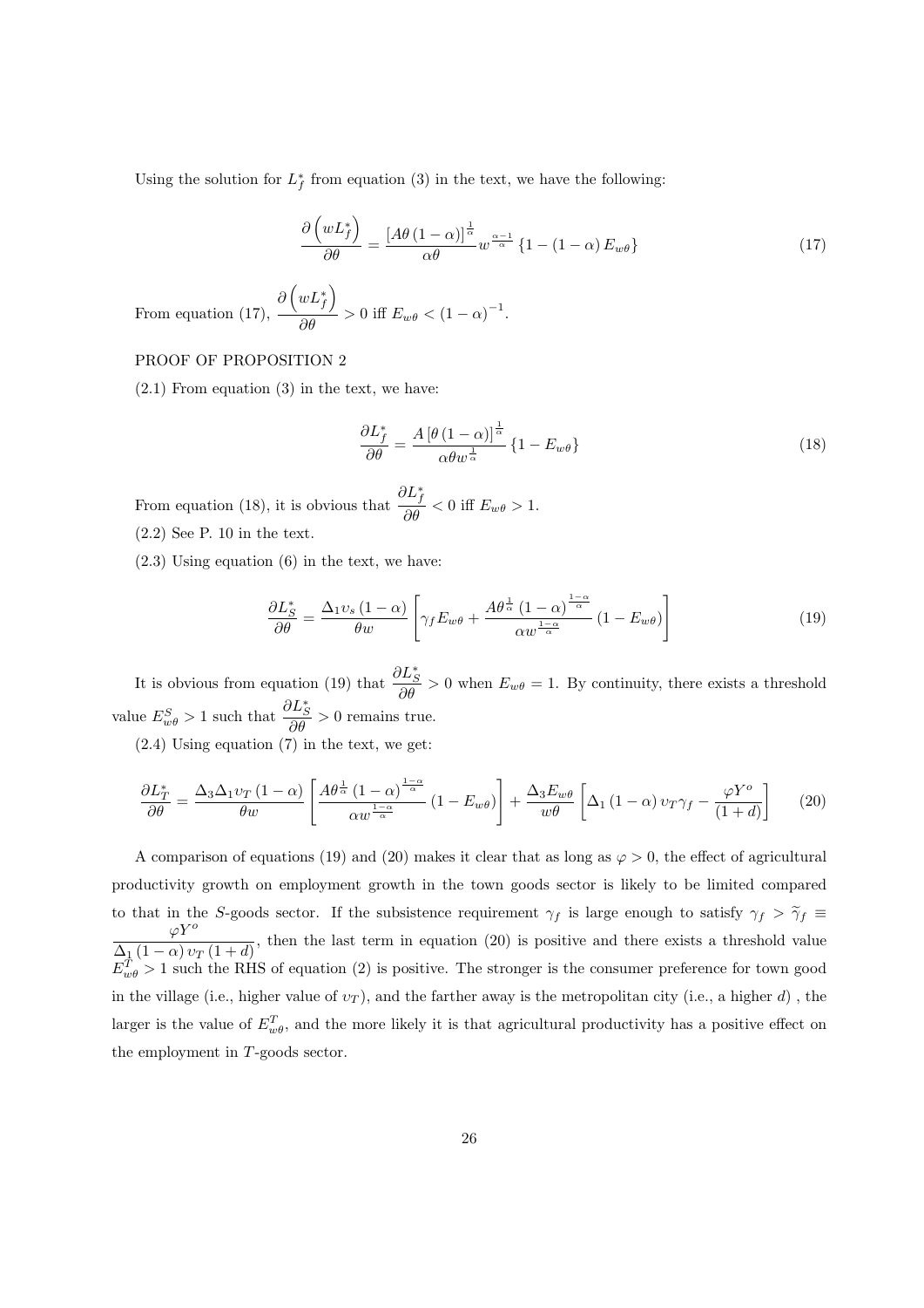Using the solution for $L_f^*$ from equation (3) in the text, we have the following:

$$\frac{\partial\left(wL_f^*\right)}{\partial\theta} = \frac{\left[A\theta\left(1-\alpha\right)\right]^{\frac{1}{\alpha}}}{\alpha\theta} w^{\frac{\alpha-1}{\alpha}} \left\{1-\left(1-\alpha\right)E_{w\theta}\right\} \tag{17}$$

From equation (17), $\frac{\partial\left(wL_f^*\right)}{\partial\theta} > 0$ iff $E_{w\theta} < \left(1-\alpha\right)^{-1}$.

PROOF OF PROPOSITION 2

(2.1) From equation (3) in the text, we have:

$$\frac{\partial L_f^*}{\partial\theta} = \frac{A\left[\theta\left(1-\alpha\right)\right]^{\frac{1}{\alpha}}}{\alpha\theta w^{\frac{1}{\alpha}}} \left\{1-E_{w\theta}\right\} \tag{18}$$

From equation (18), it is obvious that $\frac{\partial L_f^*}{\partial\theta} < 0$ iff $E_{w\theta} > 1$.

(2.2) See P. 10 in the text.

(2.3) Using equation (6) in the text, we have:

$$\frac{\partial L_S^*}{\partial\theta} = \frac{\Delta_1\upsilon_s\left(1-\alpha\right)}{\theta w}\left[\gamma_f E_{w\theta} + \frac{A\theta^{\frac{1}{\alpha}}\left(1-\alpha\right)^{\frac{1-\alpha}{\alpha}}}{\alpha w^{\frac{1-\alpha}{\alpha}}}\left(1-E_{w\theta}\right)\right] \tag{19}$$

It is obvious from equation (19) that $\frac{\partial L_S^*}{\partial\theta} > 0$ when $E_{w\theta} = 1$. By continuity, there exists a threshold value $E_{w\theta}^S > 1$ such that $\frac{\partial L_S^*}{\partial\theta} > 0$ remains true.

(2.4) Using equation (7) in the text, we get:

$$\frac{\partial L_T^*}{\partial\theta} = \frac{\Delta_3\Delta_1\upsilon_T\left(1-\alpha\right)}{\theta w}\left[\frac{A\theta^{\frac{1}{\alpha}}\left(1-\alpha\right)^{\frac{1-\alpha}{\alpha}}}{\alpha w^{\frac{1-\alpha}{\alpha}}}\left(1-E_{w\theta}\right)\right] + \frac{\Delta_3 E_{w\theta}}{w\theta}\left[\Delta_1\left(1-\alpha\right)\upsilon_T\gamma_f - \frac{\varphi Y^o}{\left(1+d\right)}\right] \tag{20}$$

A comparison of equations (19) and (20) makes it clear that as long as $\varphi > 0$, the effect of agricultural productivity growth on employment growth in the town goods sector is likely to be limited compared to that in the $S$-goods sector. If the subsistence requirement $\gamma_f$ is large enough to satisfy $\gamma_f > \widetilde{\gamma}_f \equiv \frac{\varphi Y^o}{\Delta_1\left(1-\alpha\right)\upsilon_T\left(1+d\right)}$, then the last term in equation (20) is positive and there exists a threshold value $E_{w\theta}^T > 1$ such the RHS of equation (2) is positive. The stronger is the consumer preference for town good in the village (i.e., higher value of $\upsilon_T$), and the farther away is the metropolitan city (i.e., a higher $d$) , the larger is the value of $E_{w\theta}^T$, and the more likely it is that agricultural productivity has a positive effect on the employment in $T$-goods sector.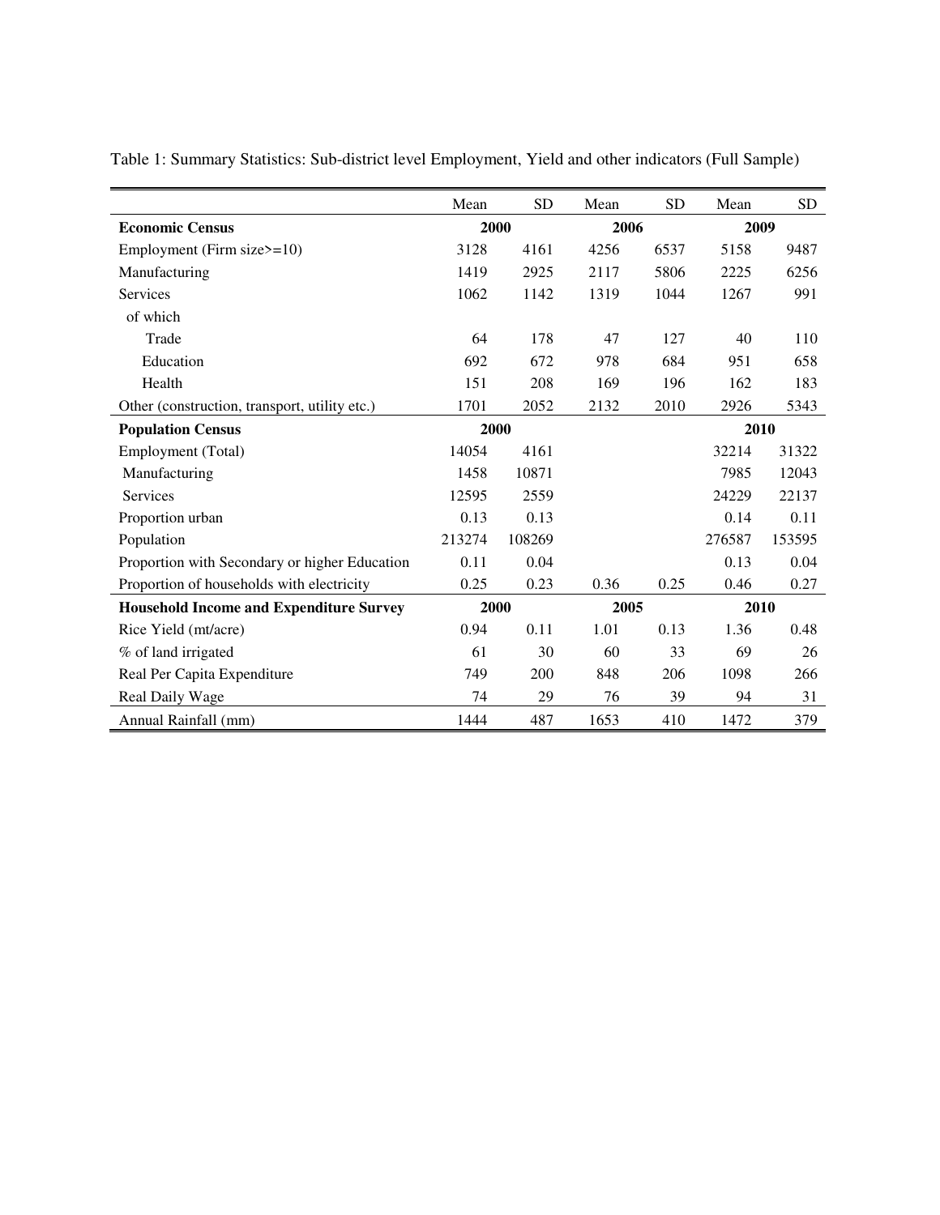Table 1: Summary Statistics: Sub-district level Employment, Yield and other indicators (Full Sample)

| | Mean | SD | Mean | SD | Mean | SD |
|---|---|---|---|---|---|---|
| **Economic Census** | **2000** | | **2006** | | **2009** | |
| Employment (Firm size>=10) | 3128 | 4161 | 4256 | 6537 | 5158 | 9487 |
| Manufacturing | 1419 | 2925 | 2117 | 5806 | 2225 | 6256 |
| Services | 1062 | 1142 | 1319 | 1044 | 1267 | 991 |
| of which | | | | | | |
| Trade | 64 | 178 | 47 | 127 | 40 | 110 |
| Education | 692 | 672 | 978 | 684 | 951 | 658 |
| Health | 151 | 208 | 169 | 196 | 162 | 183 |
| Other (construction, transport, utility etc.) | 1701 | 2052 | 2132 | 2010 | 2926 | 5343 |
| **Population Census** | **2000** | | | | **2010** | |
| Employment (Total) | 14054 | 4161 | | | 32214 | 31322 |
| Manufacturing | 1458 | 10871 | | | 7985 | 12043 |
| Services | 12595 | 2559 | | | 24229 | 22137 |
| Proportion urban | 0.13 | 0.13 | | | 0.14 | 0.11 |
| Population | 213274 | 108269 | | | 276587 | 153595 |
| Proportion with Secondary or higher Education | 0.11 | 0.04 | | | 0.13 | 0.04 |
| Proportion of households with electricity | 0.25 | 0.23 | 0.36 | 0.25 | 0.46 | 0.27 |
| **Household Income and Expenditure Survey** | **2000** | | **2005** | | **2010** | |
| Rice Yield (mt/acre) | 0.94 | 0.11 | 1.01 | 0.13 | 1.36 | 0.48 |
| % of land irrigated | 61 | 30 | 60 | 33 | 69 | 26 |
| Real Per Capita Expenditure | 749 | 200 | 848 | 206 | 1098 | 266 |
| Real Daily Wage | 74 | 29 | 76 | 39 | 94 | 31 |
| Annual Rainfall (mm) | 1444 | 487 | 1653 | 410 | 1472 | 379 |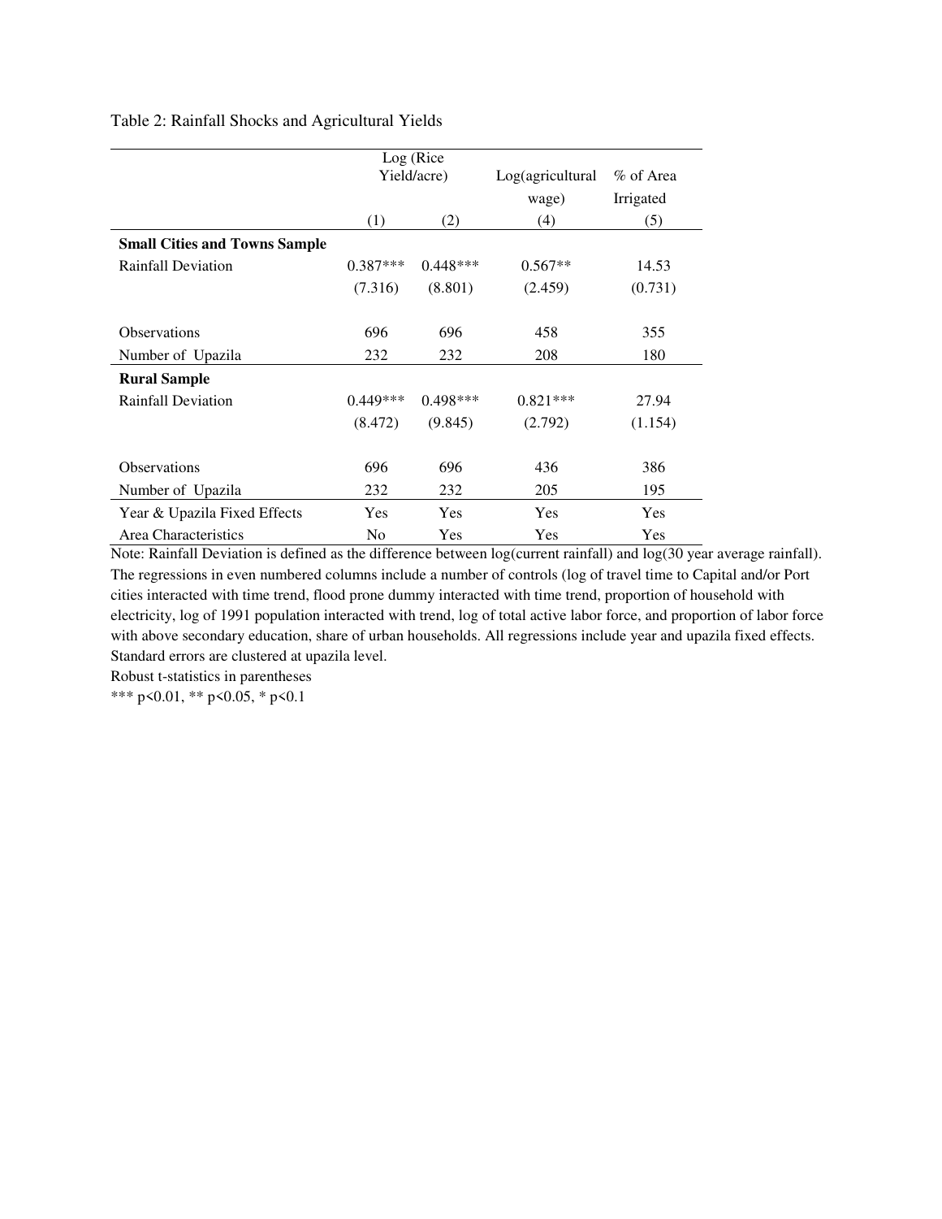Table 2: Rainfall Shocks and Agricultural Yields

| | Log (Rice Yield/acre) | | Log(agricultural wage) | % of Area Irrigated |
|---|---|---|---|---|
| | (1) | (2) | (4) | (5) |
| **Small Cities and Towns Sample** | | | | |
| Rainfall Deviation | 0.387*** | 0.448*** | 0.567** | 14.53 |
| | (7.316) | (8.801) | (2.459) | (0.731) |
| Observations | 696 | 696 | 458 | 355 |
| Number of Upazila | 232 | 232 | 208 | 180 |
| **Rural Sample** | | | | |
| Rainfall Deviation | 0.449*** | 0.498*** | 0.821*** | 27.94 |
| | (8.472) | (9.845) | (2.792) | (1.154) |
| Observations | 696 | 696 | 436 | 386 |
| Number of Upazila | 232 | 232 | 205 | 195 |
| Year & Upazila Fixed Effects | Yes | Yes | Yes | Yes |
| Area Characteristics | No | Yes | Yes | Yes |

Note: Rainfall Deviation is defined as the difference between log(current rainfall) and log(30 year average rainfall). The regressions in even numbered columns include a number of controls (log of travel time to Capital and/or Port cities interacted with time trend, flood prone dummy interacted with time trend, proportion of household with electricity, log of 1991 population interacted with trend, log of total active labor force, and proportion of labor force with above secondary education, share of urban households. All regressions include year and upazila fixed effects. Standard errors are clustered at upazila level.

Robust t-statistics in parentheses

*** p<0.01, ** p<0.05, * p<0.1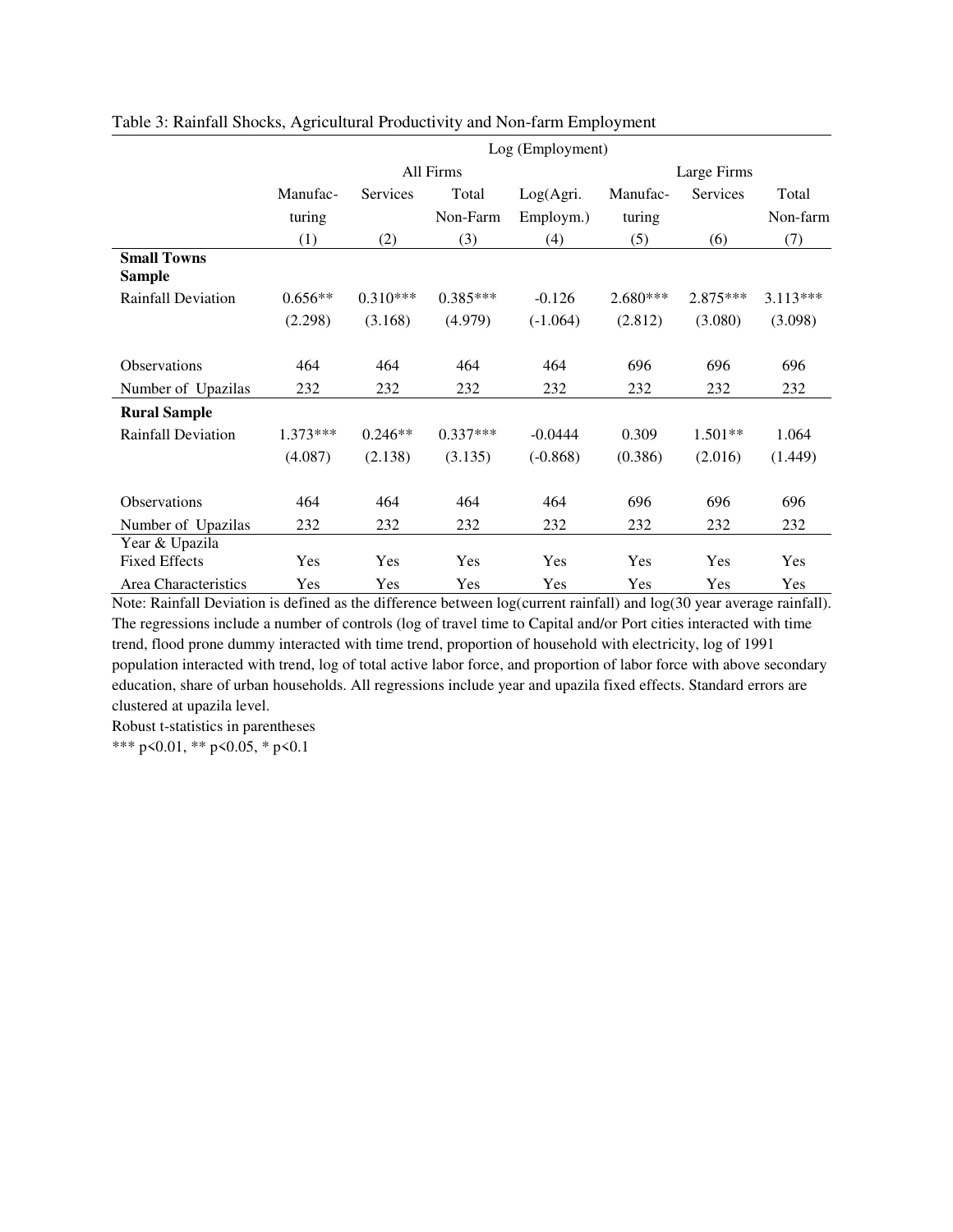Table 3: Rainfall Shocks, Agricultural Productivity and Non-farm Employment

| | Log (Employment) | | | | | | |
|---|---|---|---|---|---|---|---|
| | All Firms | | | | Large Firms | | |
| | Manufac-turing | Services | Total Non-Farm | Log(Agri. Employm.) | Manufac-turing | Services | Total Non-farm |
| | (1) | (2) | (3) | (4) | (5) | (6) | (7) |
| **Small Towns Sample** | | | | | | | |
| Rainfall Deviation | 0.656** | 0.310*** | 0.385*** | -0.126 | 2.680*** | 2.875*** | 3.113*** |
| | (2.298) | (3.168) | (4.979) | (-1.064) | (2.812) | (3.080) | (3.098) |
| Observations | 464 | 464 | 464 | 464 | 696 | 696 | 696 |
| Number of Upazilas | 232 | 232 | 232 | 232 | 232 | 232 | 232 |
| **Rural Sample** | | | | | | | |
| Rainfall Deviation | 1.373*** | 0.246** | 0.337*** | -0.0444 | 0.309 | 1.501** | 1.064 |
| | (4.087) | (2.138) | (3.135) | (-0.868) | (0.386) | (2.016) | (1.449) |
| Observations | 464 | 464 | 464 | 464 | 696 | 696 | 696 |
| Number of Upazilas | 232 | 232 | 232 | 232 | 232 | 232 | 232 |
| Year & Upazila Fixed Effects | Yes | Yes | Yes | Yes | Yes | Yes | Yes |
| Area Characteristics | Yes | Yes | Yes | Yes | Yes | Yes | Yes |

Note: Rainfall Deviation is defined as the difference between log(current rainfall) and log(30 year average rainfall). The regressions include a number of controls (log of travel time to Capital and/or Port cities interacted with time trend, flood prone dummy interacted with time trend, proportion of household with electricity, log of 1991 population interacted with trend, log of total active labor force, and proportion of labor force with above secondary education, share of urban households. All regressions include year and upazila fixed effects. Standard errors are clustered at upazila level.

Robust t-statistics in parentheses

*** p<0.01, ** p<0.05, * p<0.1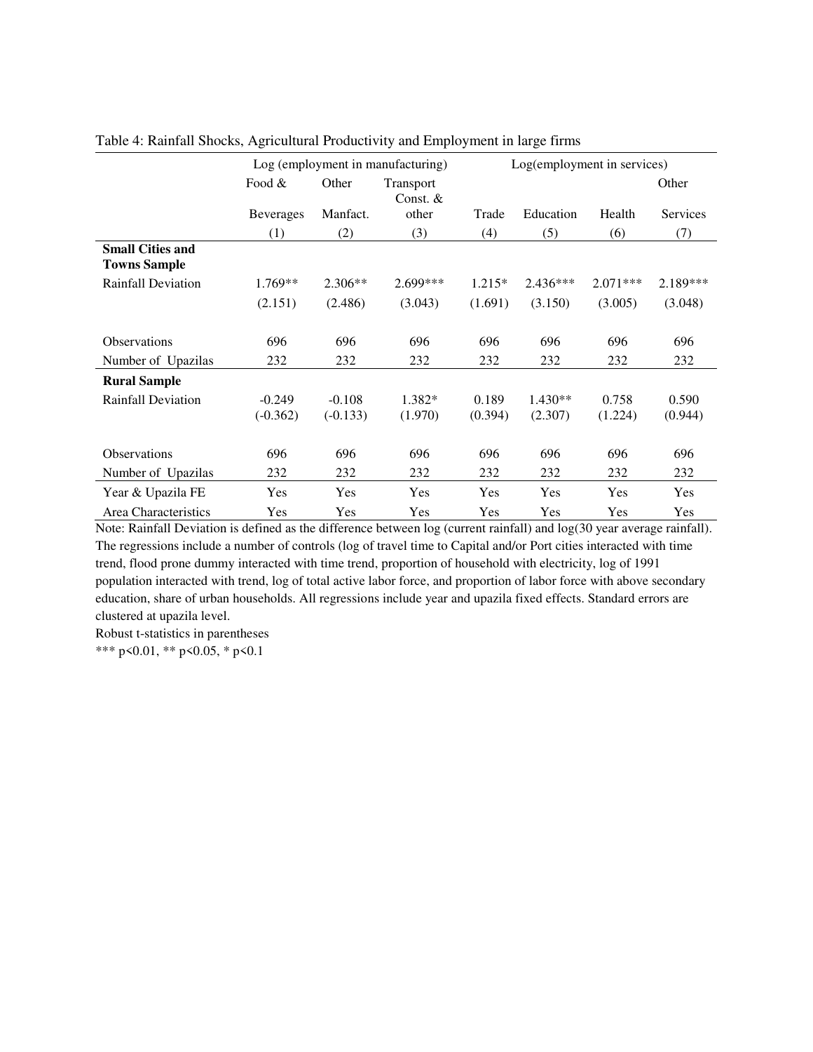Table 4: Rainfall Shocks, Agricultural Productivity and Employment in large firms

| | Log (employment in manufacturing) | | | Log(employment in services) | | | |
|---|---|---|---|---|---|---|---|
| | Food & Beverages | Other Manfact. | Transport Const. & other | Trade | Education | Health | Other Services |
| | (1) | (2) | (3) | (4) | (5) | (6) | (7) |
| **Small Cities and Towns Sample** | | | | | | | |
| Rainfall Deviation | 1.769** | 2.306** | 2.699*** | 1.215* | 2.436*** | 2.071*** | 2.189*** |
| | (2.151) | (2.486) | (3.043) | (1.691) | (3.150) | (3.005) | (3.048) |
| Observations | 696 | 696 | 696 | 696 | 696 | 696 | 696 |
| Number of Upazilas | 232 | 232 | 232 | 232 | 232 | 232 | 232 |
| **Rural Sample** | | | | | | | |
| Rainfall Deviation | -0.249 | -0.108 | 1.382* | 0.189 | 1.430** | 0.758 | 0.590 |
| | (-0.362) | (-0.133) | (1.970) | (0.394) | (2.307) | (1.224) | (0.944) |
| Observations | 696 | 696 | 696 | 696 | 696 | 696 | 696 |
| Number of Upazilas | 232 | 232 | 232 | 232 | 232 | 232 | 232 |
| Year & Upazila FE | Yes | Yes | Yes | Yes | Yes | Yes | Yes |
| Area Characteristics | Yes | Yes | Yes | Yes | Yes | Yes | Yes |

Note: Rainfall Deviation is defined as the difference between log (current rainfall) and log(30 year average rainfall). The regressions include a number of controls (log of travel time to Capital and/or Port cities interacted with time trend, flood prone dummy interacted with time trend, proportion of household with electricity, log of 1991 population interacted with trend, log of total active labor force, and proportion of labor force with above secondary education, share of urban households. All regressions include year and upazila fixed effects. Standard errors are clustered at upazila level.

Robust t-statistics in parentheses

*** p<0.01, ** p<0.05, * p<0.1